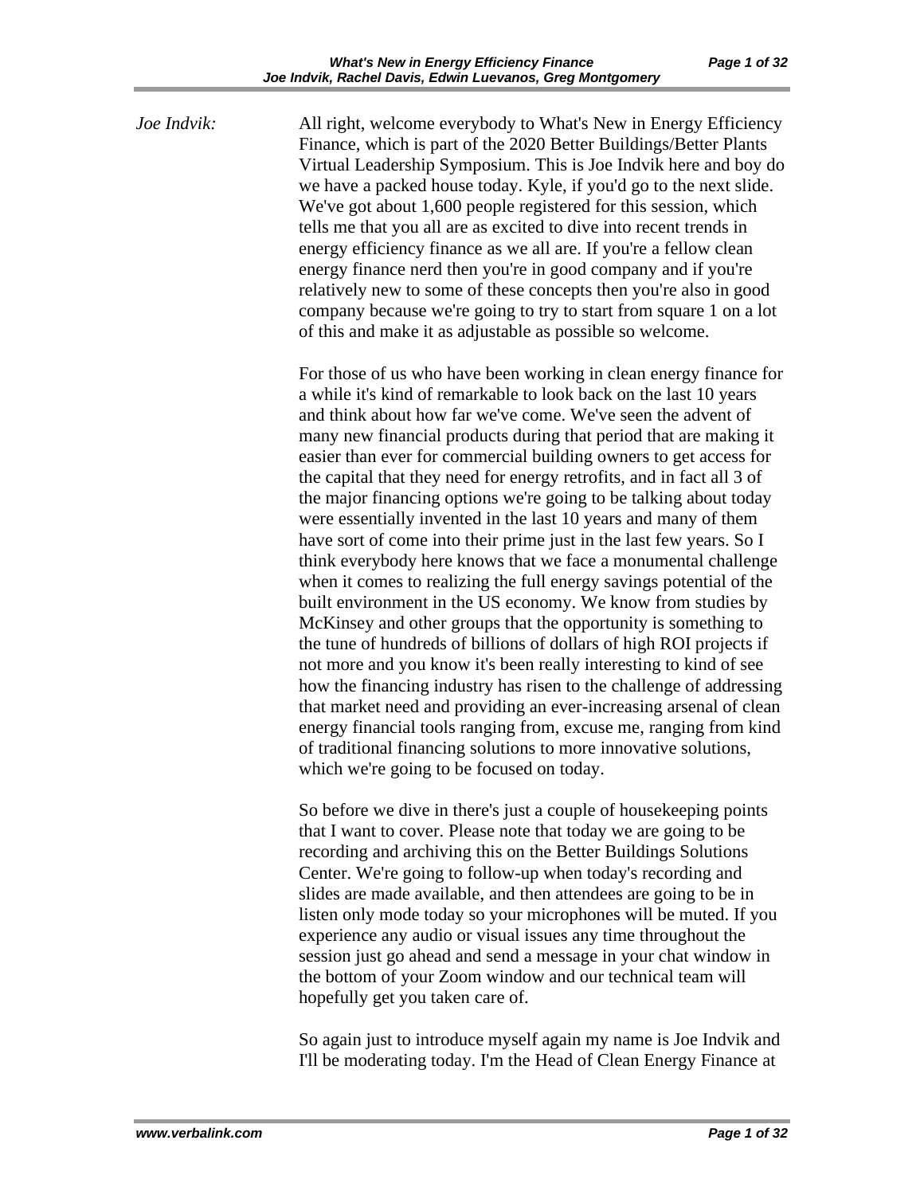*Joe Indvik:* All right, welcome everybody to What's New in Energy Efficiency Finance, which is part of the 2020 Better Buildings/Better Plants Virtual Leadership Symposium. This is Joe Indvik here and boy do we have a packed house today. Kyle, if you'd go to the next slide. We've got about 1,600 people registered for this session, which tells me that you all are as excited to dive into recent trends in energy efficiency finance as we all are. If you're a fellow clean energy finance nerd then you're in good company and if you're relatively new to some of these concepts then you're also in good company because we're going to try to start from square 1 on a lot of this and make it as adjustable as possible so welcome.

For those of us who have been working in clean energy finance for a while it's kind of remarkable to look back on the last 10 years and think about how far we've come. We've seen the advent of many new financial products during that period that are making it easier than ever for commercial building owners to get access for the capital that they need for energy retrofits, and in fact all 3 of the major financing options we're going to be talking about today were essentially invented in the last 10 years and many of them have sort of come into their prime just in the last few years. So I think everybody here knows that we face a monumental challenge when it comes to realizing the full energy savings potential of the built environment in the US economy. We know from studies by McKinsey and other groups that the opportunity is something to the tune of hundreds of billions of dollars of high ROI projects if not more and you know it's been really interesting to kind of see how the financing industry has risen to the challenge of addressing that market need and providing an ever-increasing arsenal of clean energy financial tools ranging from, excuse me, ranging from kind of traditional financing solutions to more innovative solutions, which we're going to be focused on today.

So before we dive in there's just a couple of housekeeping points that I want to cover. Please note that today we are going to be recording and archiving this on the Better Buildings Solutions Center. We're going to follow-up when today's recording and slides are made available, and then attendees are going to be in listen only mode today so your microphones will be muted. If you experience any audio or visual issues any time throughout the session just go ahead and send a message in your chat window in the bottom of your Zoom window and our technical team will hopefully get you taken care of.

So again just to introduce myself again my name is Joe Indvik and I'll be moderating today. I'm the Head of Clean Energy Finance at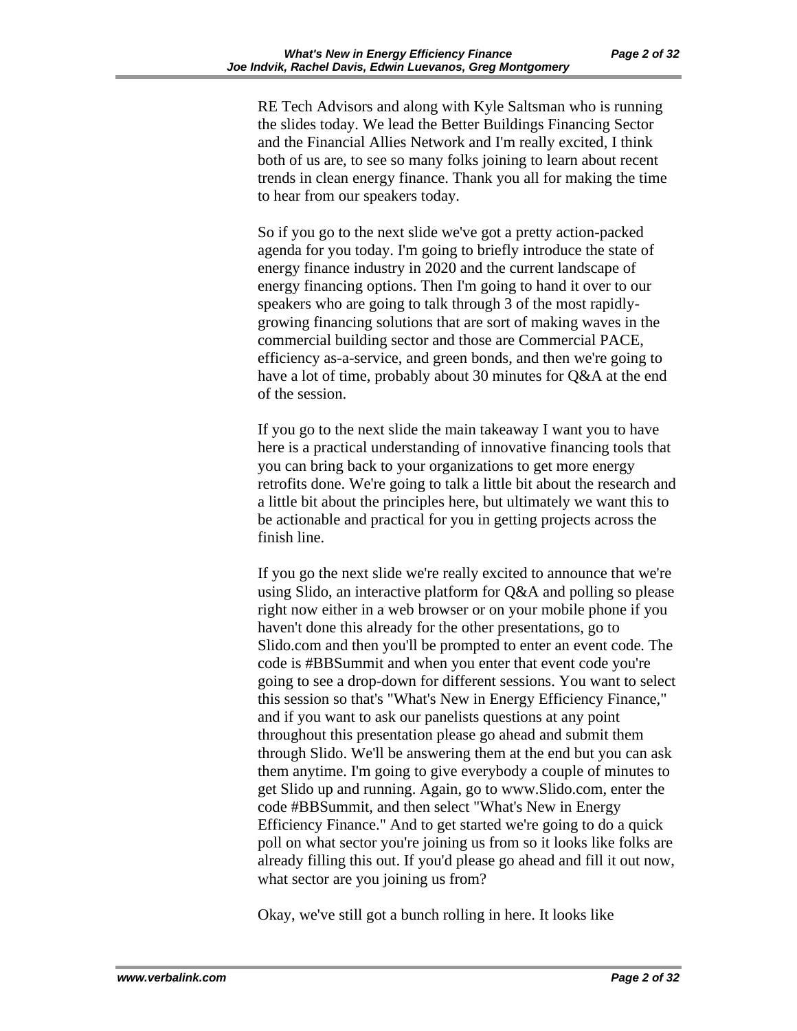RE Tech Advisors and along with Kyle Saltsman who is running the slides today. We lead the Better Buildings Financing Sector and the Financial Allies Network and I'm really excited, I think both of us are, to see so many folks joining to learn about recent trends in clean energy finance. Thank you all for making the time to hear from our speakers today.

So if you go to the next slide we've got a pretty action-packed agenda for you today. I'm going to briefly introduce the state of energy finance industry in 2020 and the current landscape of energy financing options. Then I'm going to hand it over to our speakers who are going to talk through 3 of the most rapidly-growing financing solutions that are sort of making waves in the commercial building sector and those are Commercial PACE, efficiency as-a-service, and green bonds, and then we're going to have a lot of time, probably about 30 minutes for Q&A at the end of the session.

If you go to the next slide the main takeaway I want you to have here is a practical understanding of innovative financing tools that you can bring back to your organizations to get more energy retrofits done. We're going to talk a little bit about the research and a little bit about the principles here, but ultimately we want this to be actionable and practical for you in getting projects across the finish line.

If you go the next slide we're really excited to announce that we're using Slido, an interactive platform for Q&A and polling so please right now either in a web browser or on your mobile phone if you haven't done this already for the other presentations, go to Slido.com and then you'll be prompted to enter an event code. The code is #BBSummit and when you enter that event code you're going to see a drop-down for different sessions. You want to select this session so that's "What's New in Energy Efficiency Finance," and if you want to ask our panelists questions at any point throughout this presentation please go ahead and submit them through Slido. We'll be answering them at the end but you can ask them anytime. I'm going to give everybody a couple of minutes to get Slido up and running. Again, go to www.Slido.com, enter the code #BBSummit, and then select "What's New in Energy Efficiency Finance." And to get started we're going to do a quick poll on what sector you're joining us from so it looks like folks are already filling this out. If you'd please go ahead and fill it out now, what sector are you joining us from?

Okay, we've still got a bunch rolling in here. It looks like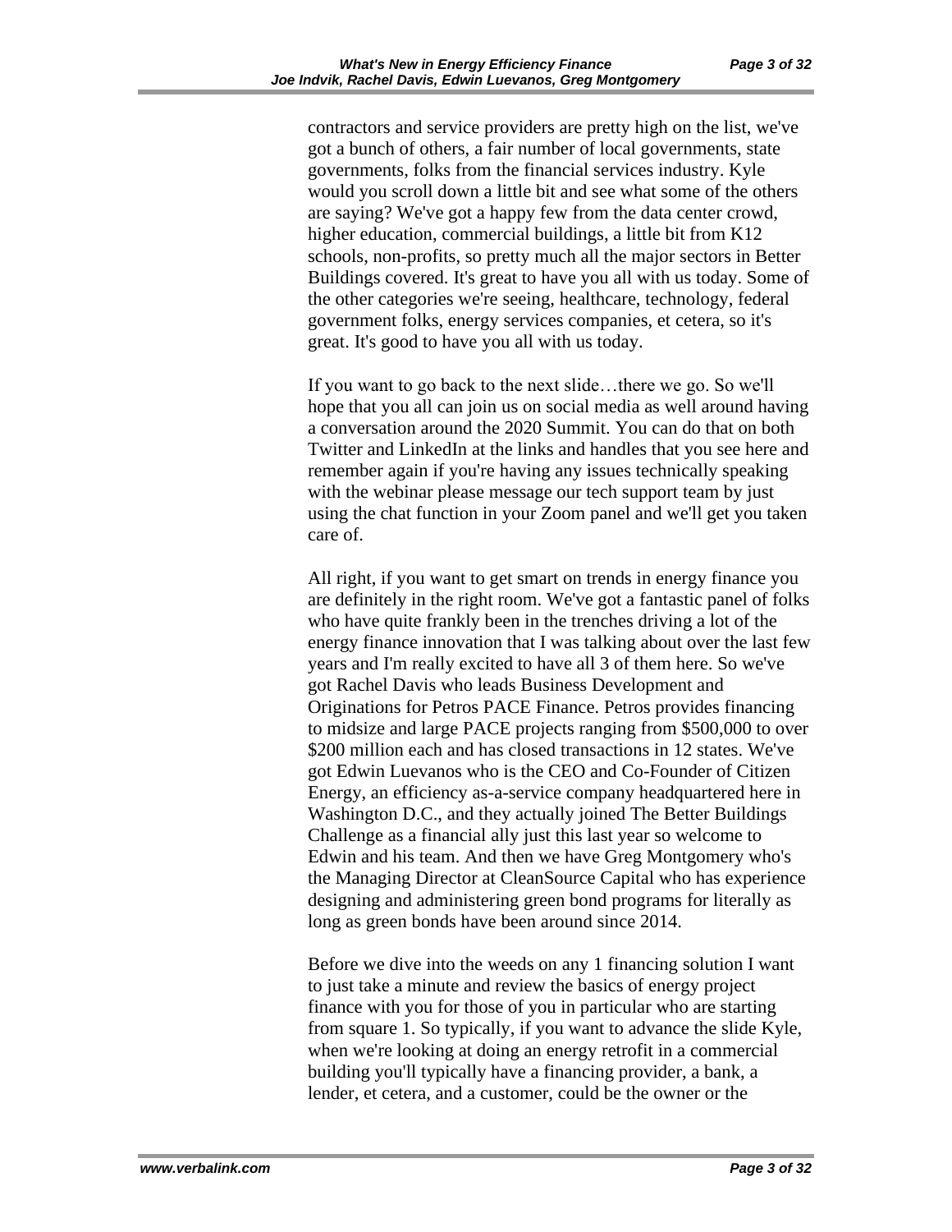contractors and service providers are pretty high on the list, we've got a bunch of others, a fair number of local governments, state governments, folks from the financial services industry. Kyle would you scroll down a little bit and see what some of the others are saying? We've got a happy few from the data center crowd, higher education, commercial buildings, a little bit from K12 schools, non-profits, so pretty much all the major sectors in Better Buildings covered. It's great to have you all with us today. Some of the other categories we're seeing, healthcare, technology, federal government folks, energy services companies, et cetera, so it's great. It's good to have you all with us today.

If you want to go back to the next slide…there we go. So we'll hope that you all can join us on social media as well around having a conversation around the 2020 Summit. You can do that on both Twitter and LinkedIn at the links and handles that you see here and remember again if you're having any issues technically speaking with the webinar please message our tech support team by just using the chat function in your Zoom panel and we'll get you taken care of.

All right, if you want to get smart on trends in energy finance you are definitely in the right room. We've got a fantastic panel of folks who have quite frankly been in the trenches driving a lot of the energy finance innovation that I was talking about over the last few years and I'm really excited to have all 3 of them here. So we've got Rachel Davis who leads Business Development and Originations for Petros PACE Finance. Petros provides financing to midsize and large PACE projects ranging from $500,000 to over $200 million each and has closed transactions in 12 states. We've got Edwin Luevanos who is the CEO and Co-Founder of Citizen Energy, an efficiency as-a-service company headquartered here in Washington D.C., and they actually joined The Better Buildings Challenge as a financial ally just this last year so welcome to Edwin and his team. And then we have Greg Montgomery who's the Managing Director at CleanSource Capital who has experience designing and administering green bond programs for literally as long as green bonds have been around since 2014.

Before we dive into the weeds on any 1 financing solution I want to just take a minute and review the basics of energy project finance with you for those of you in particular who are starting from square 1. So typically, if you want to advance the slide Kyle, when we're looking at doing an energy retrofit in a commercial building you'll typically have a financing provider, a bank, a lender, et cetera, and a customer, could be the owner or the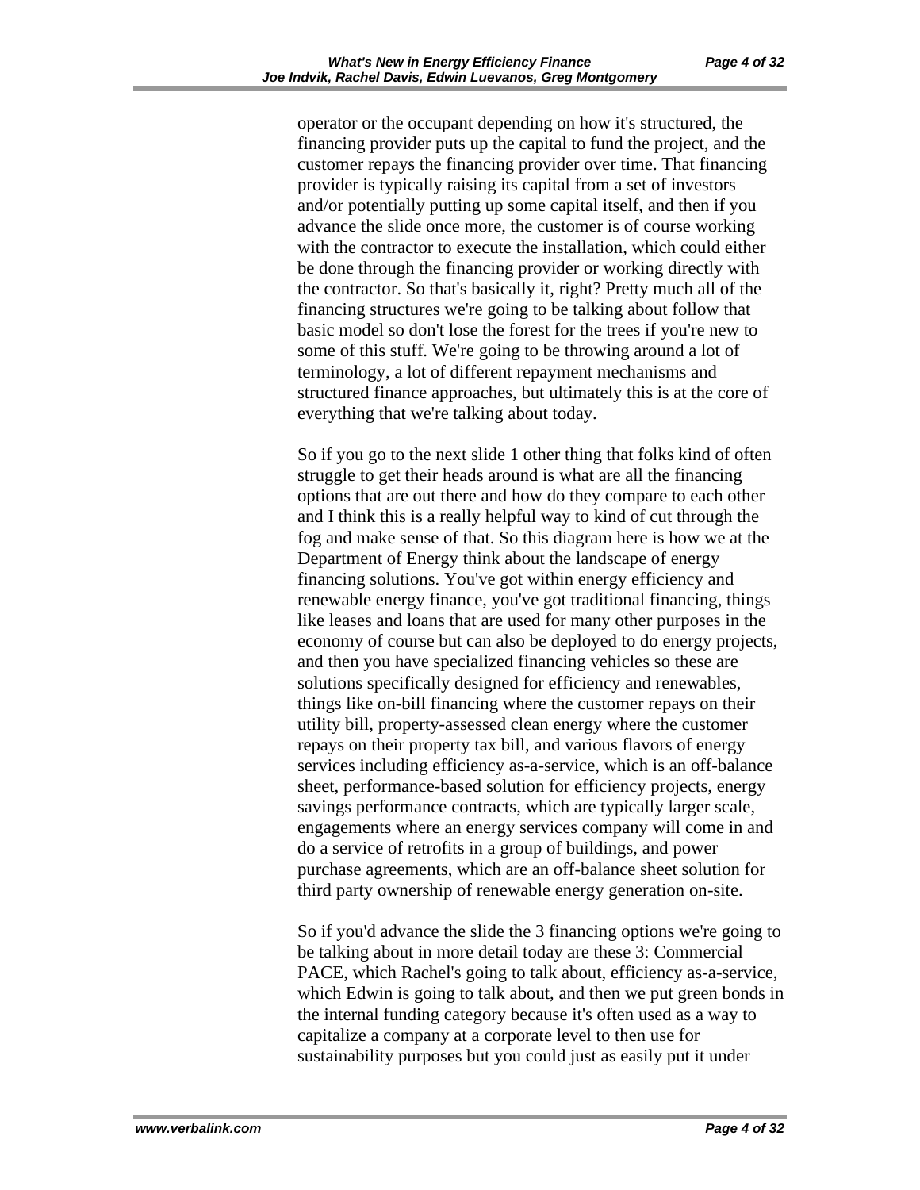operator or the occupant depending on how it's structured, the financing provider puts up the capital to fund the project, and the customer repays the financing provider over time. That financing provider is typically raising its capital from a set of investors and/or potentially putting up some capital itself, and then if you advance the slide once more, the customer is of course working with the contractor to execute the installation, which could either be done through the financing provider or working directly with the contractor. So that's basically it, right? Pretty much all of the financing structures we're going to be talking about follow that basic model so don't lose the forest for the trees if you're new to some of this stuff. We're going to be throwing around a lot of terminology, a lot of different repayment mechanisms and structured finance approaches, but ultimately this is at the core of everything that we're talking about today.

So if you go to the next slide 1 other thing that folks kind of often struggle to get their heads around is what are all the financing options that are out there and how do they compare to each other and I think this is a really helpful way to kind of cut through the fog and make sense of that. So this diagram here is how we at the Department of Energy think about the landscape of energy financing solutions. You've got within energy efficiency and renewable energy finance, you've got traditional financing, things like leases and loans that are used for many other purposes in the economy of course but can also be deployed to do energy projects, and then you have specialized financing vehicles so these are solutions specifically designed for efficiency and renewables, things like on-bill financing where the customer repays on their utility bill, property-assessed clean energy where the customer repays on their property tax bill, and various flavors of energy services including efficiency as-a-service, which is an off-balance sheet, performance-based solution for efficiency projects, energy savings performance contracts, which are typically larger scale, engagements where an energy services company will come in and do a service of retrofits in a group of buildings, and power purchase agreements, which are an off-balance sheet solution for third party ownership of renewable energy generation on-site.

So if you'd advance the slide the 3 financing options we're going to be talking about in more detail today are these 3: Commercial PACE, which Rachel's going to talk about, efficiency as-a-service, which Edwin is going to talk about, and then we put green bonds in the internal funding category because it's often used as a way to capitalize a company at a corporate level to then use for sustainability purposes but you could just as easily put it under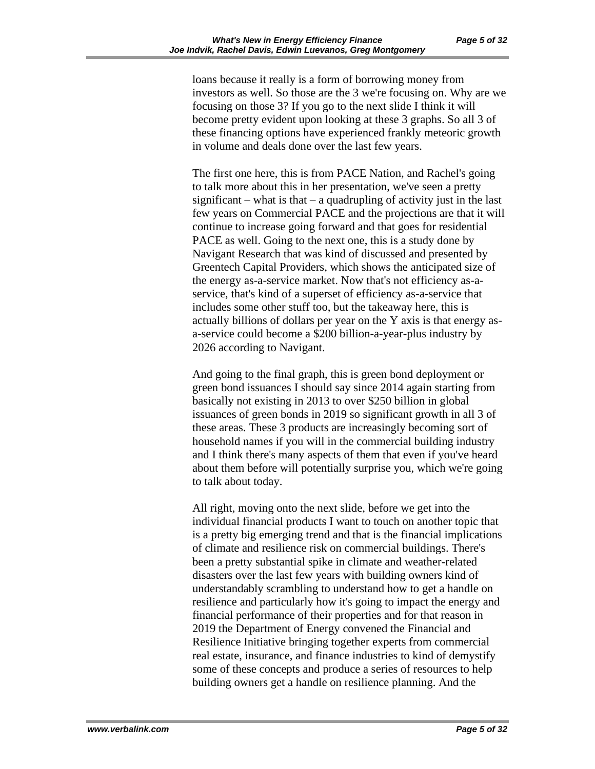loans because it really is a form of borrowing money from investors as well. So those are the 3 we're focusing on. Why are we focusing on those 3? If you go to the next slide I think it will become pretty evident upon looking at these 3 graphs. So all 3 of these financing options have experienced frankly meteoric growth in volume and deals done over the last few years.

The first one here, this is from PACE Nation, and Rachel's going to talk more about this in her presentation, we've seen a pretty significant – what is that – a quadrupling of activity just in the last few years on Commercial PACE and the projections are that it will continue to increase going forward and that goes for residential PACE as well. Going to the next one, this is a study done by Navigant Research that was kind of discussed and presented by Greentech Capital Providers, which shows the anticipated size of the energy as-a-service market. Now that's not efficiency as-a-service, that's kind of a superset of efficiency as-a-service that includes some other stuff too, but the takeaway here, this is actually billions of dollars per year on the Y axis is that energy as-a-service could become a $200 billion-a-year-plus industry by 2026 according to Navigant.

And going to the final graph, this is green bond deployment or green bond issuances I should say since 2014 again starting from basically not existing in 2013 to over $250 billion in global issuances of green bonds in 2019 so significant growth in all 3 of these areas. These 3 products are increasingly becoming sort of household names if you will in the commercial building industry and I think there's many aspects of them that even if you've heard about them before will potentially surprise you, which we're going to talk about today.

All right, moving onto the next slide, before we get into the individual financial products I want to touch on another topic that is a pretty big emerging trend and that is the financial implications of climate and resilience risk on commercial buildings. There's been a pretty substantial spike in climate and weather-related disasters over the last few years with building owners kind of understandably scrambling to understand how to get a handle on resilience and particularly how it's going to impact the energy and financial performance of their properties and for that reason in 2019 the Department of Energy convened the Financial and Resilience Initiative bringing together experts from commercial real estate, insurance, and finance industries to kind of demystify some of these concepts and produce a series of resources to help building owners get a handle on resilience planning. And the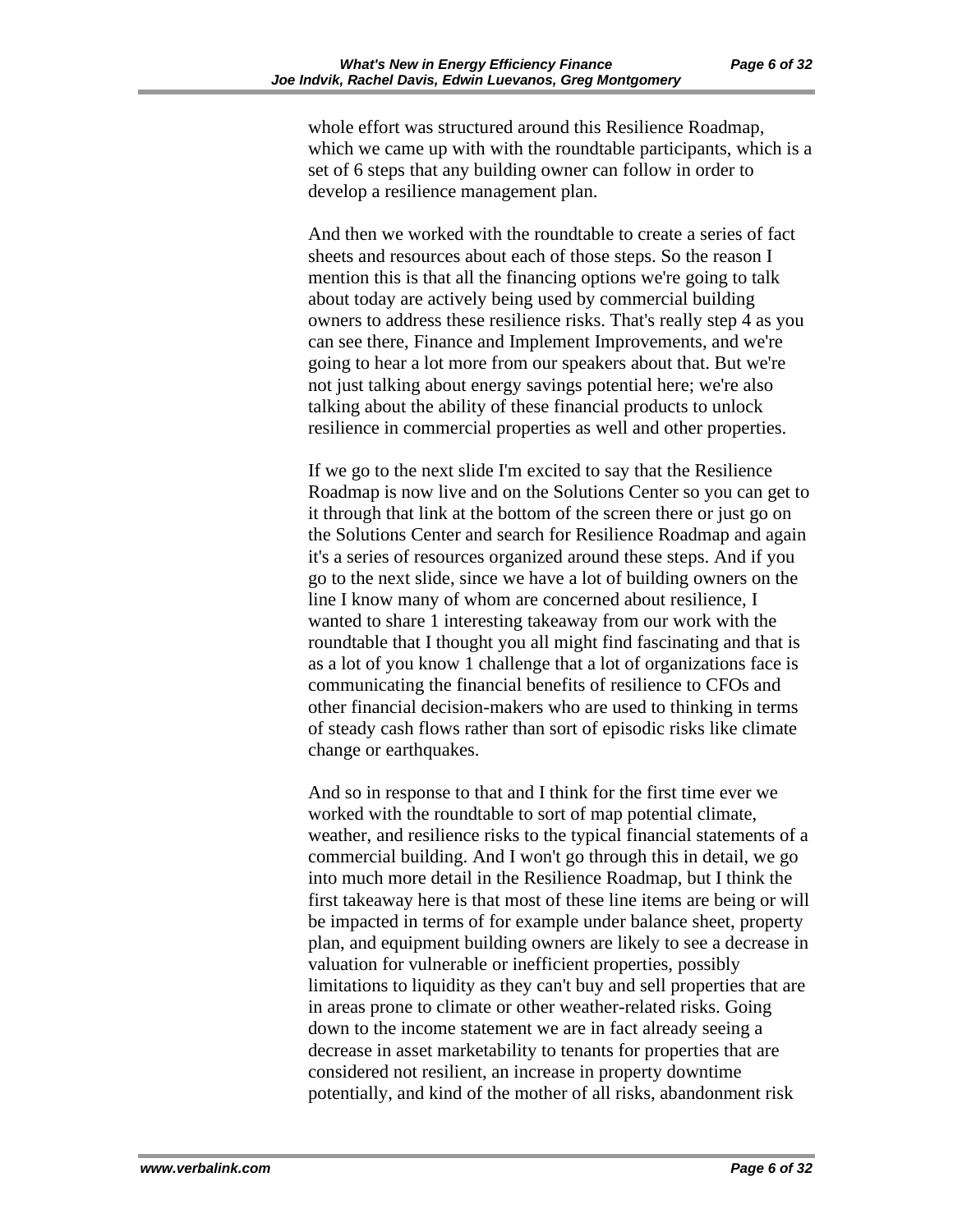whole effort was structured around this Resilience Roadmap, which we came up with with the roundtable participants, which is a set of 6 steps that any building owner can follow in order to develop a resilience management plan.

And then we worked with the roundtable to create a series of fact sheets and resources about each of those steps. So the reason I mention this is that all the financing options we're going to talk about today are actively being used by commercial building owners to address these resilience risks. That's really step 4 as you can see there, Finance and Implement Improvements, and we're going to hear a lot more from our speakers about that. But we're not just talking about energy savings potential here; we're also talking about the ability of these financial products to unlock resilience in commercial properties as well and other properties.

If we go to the next slide I'm excited to say that the Resilience Roadmap is now live and on the Solutions Center so you can get to it through that link at the bottom of the screen there or just go on the Solutions Center and search for Resilience Roadmap and again it's a series of resources organized around these steps. And if you go to the next slide, since we have a lot of building owners on the line I know many of whom are concerned about resilience, I wanted to share 1 interesting takeaway from our work with the roundtable that I thought you all might find fascinating and that is as a lot of you know 1 challenge that a lot of organizations face is communicating the financial benefits of resilience to CFOs and other financial decision-makers who are used to thinking in terms of steady cash flows rather than sort of episodic risks like climate change or earthquakes.

And so in response to that and I think for the first time ever we worked with the roundtable to sort of map potential climate, weather, and resilience risks to the typical financial statements of a commercial building. And I won't go through this in detail, we go into much more detail in the Resilience Roadmap, but I think the first takeaway here is that most of these line items are being or will be impacted in terms of for example under balance sheet, property plan, and equipment building owners are likely to see a decrease in valuation for vulnerable or inefficient properties, possibly limitations to liquidity as they can't buy and sell properties that are in areas prone to climate or other weather-related risks. Going down to the income statement we are in fact already seeing a decrease in asset marketability to tenants for properties that are considered not resilient, an increase in property downtime potentially, and kind of the mother of all risks, abandonment risk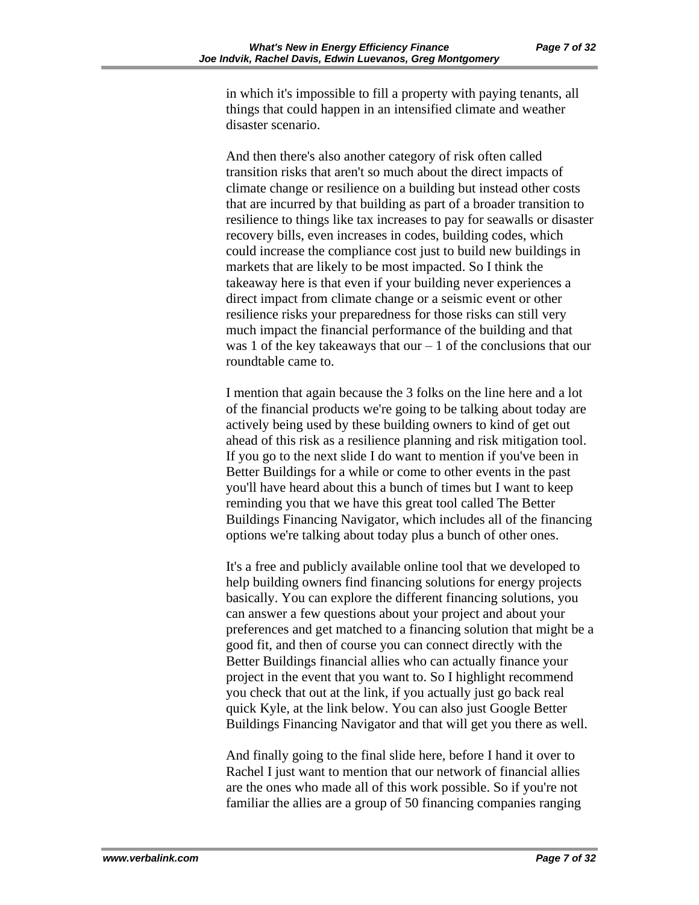in which it's impossible to fill a property with paying tenants, all things that could happen in an intensified climate and weather disaster scenario.

And then there's also another category of risk often called transition risks that aren't so much about the direct impacts of climate change or resilience on a building but instead other costs that are incurred by that building as part of a broader transition to resilience to things like tax increases to pay for seawalls or disaster recovery bills, even increases in codes, building codes, which could increase the compliance cost just to build new buildings in markets that are likely to be most impacted. So I think the takeaway here is that even if your building never experiences a direct impact from climate change or a seismic event or other resilience risks your preparedness for those risks can still very much impact the financial performance of the building and that was 1 of the key takeaways that our – 1 of the conclusions that our roundtable came to.

I mention that again because the 3 folks on the line here and a lot of the financial products we're going to be talking about today are actively being used by these building owners to kind of get out ahead of this risk as a resilience planning and risk mitigation tool. If you go to the next slide I do want to mention if you've been in Better Buildings for a while or come to other events in the past you'll have heard about this a bunch of times but I want to keep reminding you that we have this great tool called The Better Buildings Financing Navigator, which includes all of the financing options we're talking about today plus a bunch of other ones.

It's a free and publicly available online tool that we developed to help building owners find financing solutions for energy projects basically. You can explore the different financing solutions, you can answer a few questions about your project and about your preferences and get matched to a financing solution that might be a good fit, and then of course you can connect directly with the Better Buildings financial allies who can actually finance your project in the event that you want to. So I highlight recommend you check that out at the link, if you actually just go back real quick Kyle, at the link below. You can also just Google Better Buildings Financing Navigator and that will get you there as well.

And finally going to the final slide here, before I hand it over to Rachel I just want to mention that our network of financial allies are the ones who made all of this work possible. So if you're not familiar the allies are a group of 50 financing companies ranging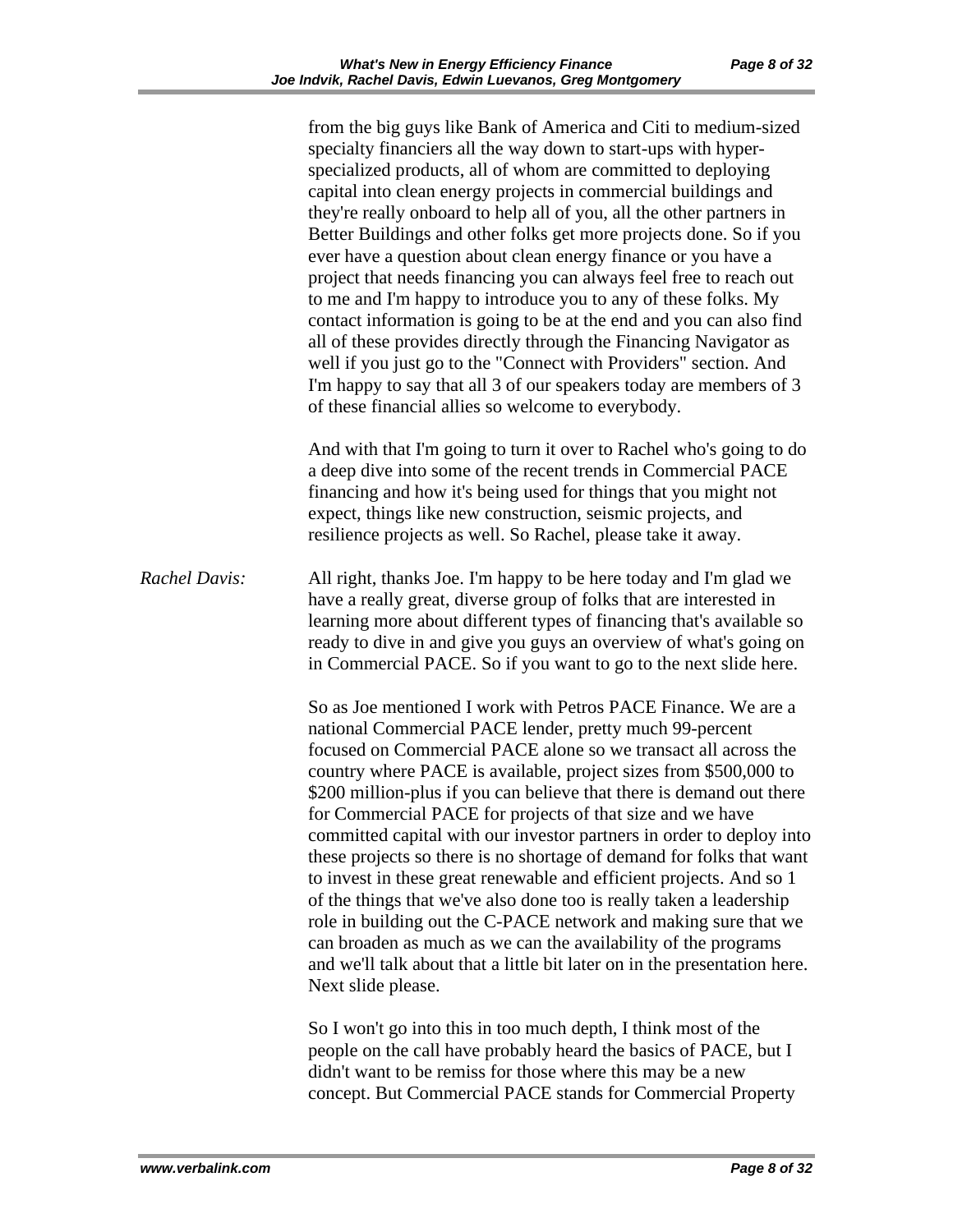from the big guys like Bank of America and Citi to medium-sized specialty financiers all the way down to start-ups with hyper-specialized products, all of whom are committed to deploying capital into clean energy projects in commercial buildings and they're really onboard to help all of you, all the other partners in Better Buildings and other folks get more projects done. So if you ever have a question about clean energy finance or you have a project that needs financing you can always feel free to reach out to me and I'm happy to introduce you to any of these folks. My contact information is going to be at the end and you can also find all of these provides directly through the Financing Navigator as well if you just go to the "Connect with Providers" section. And I'm happy to say that all 3 of our speakers today are members of 3 of these financial allies so welcome to everybody.

And with that I'm going to turn it over to Rachel who's going to do a deep dive into some of the recent trends in Commercial PACE financing and how it's being used for things that you might not expect, things like new construction, seismic projects, and resilience projects as well. So Rachel, please take it away.

*Rachel Davis:* All right, thanks Joe. I'm happy to be here today and I'm glad we have a really great, diverse group of folks that are interested in learning more about different types of financing that's available so ready to dive in and give you guys an overview of what's going on in Commercial PACE. So if you want to go to the next slide here.

So as Joe mentioned I work with Petros PACE Finance. We are a national Commercial PACE lender, pretty much 99-percent focused on Commercial PACE alone so we transact all across the country where PACE is available, project sizes from $500,000 to $200 million-plus if you can believe that there is demand out there for Commercial PACE for projects of that size and we have committed capital with our investor partners in order to deploy into these projects so there is no shortage of demand for folks that want to invest in these great renewable and efficient projects. And so 1 of the things that we've also done too is really taken a leadership role in building out the C-PACE network and making sure that we can broaden as much as we can the availability of the programs and we'll talk about that a little bit later on in the presentation here. Next slide please.

So I won't go into this in too much depth, I think most of the people on the call have probably heard the basics of PACE, but I didn't want to be remiss for those where this may be a new concept. But Commercial PACE stands for Commercial Property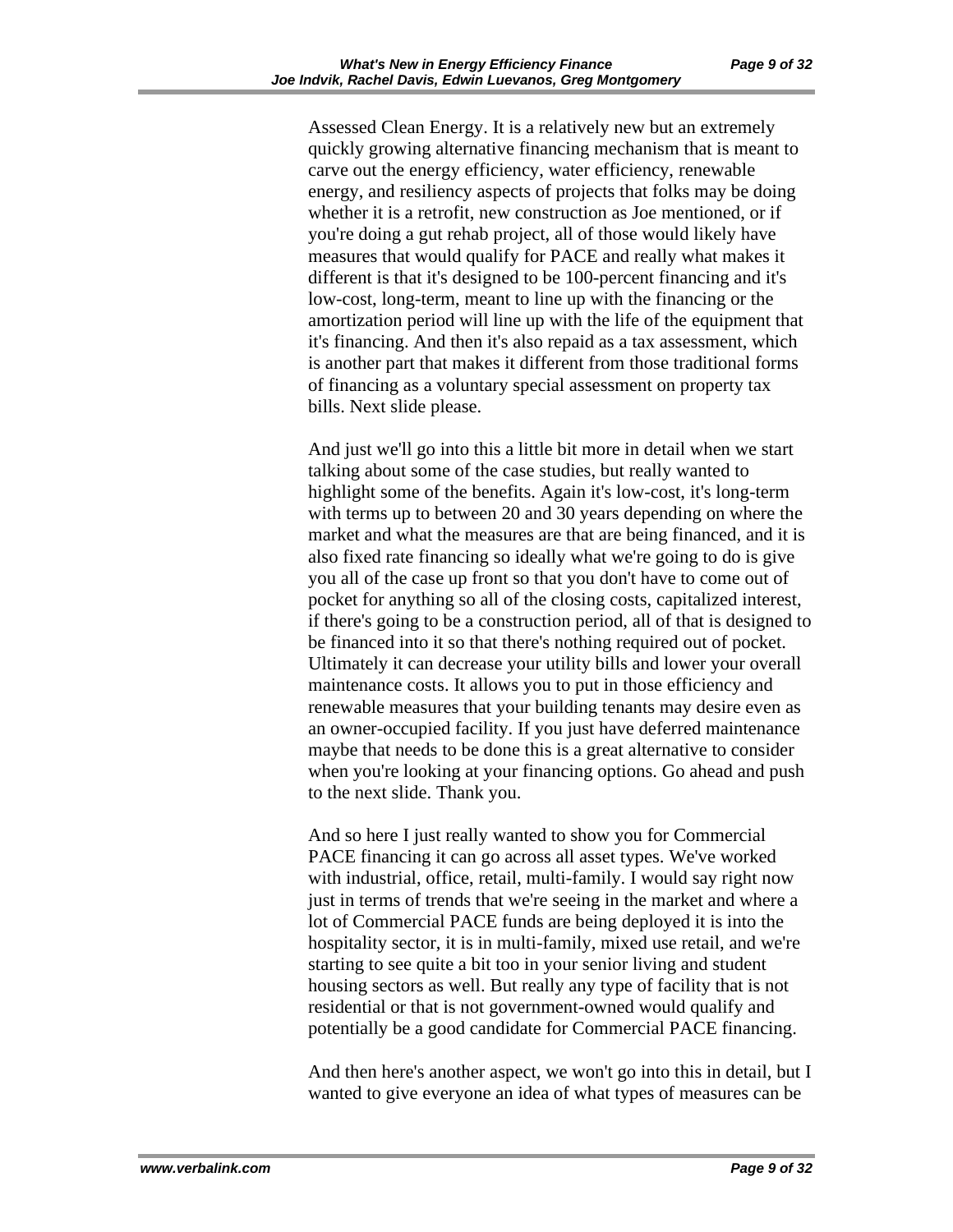Assessed Clean Energy. It is a relatively new but an extremely quickly growing alternative financing mechanism that is meant to carve out the energy efficiency, water efficiency, renewable energy, and resiliency aspects of projects that folks may be doing whether it is a retrofit, new construction as Joe mentioned, or if you're doing a gut rehab project, all of those would likely have measures that would qualify for PACE and really what makes it different is that it's designed to be 100-percent financing and it's low-cost, long-term, meant to line up with the financing or the amortization period will line up with the life of the equipment that it's financing. And then it's also repaid as a tax assessment, which is another part that makes it different from those traditional forms of financing as a voluntary special assessment on property tax bills. Next slide please.

And just we'll go into this a little bit more in detail when we start talking about some of the case studies, but really wanted to highlight some of the benefits. Again it's low-cost, it's long-term with terms up to between 20 and 30 years depending on where the market and what the measures are that are being financed, and it is also fixed rate financing so ideally what we're going to do is give you all of the case up front so that you don't have to come out of pocket for anything so all of the closing costs, capitalized interest, if there's going to be a construction period, all of that is designed to be financed into it so that there's nothing required out of pocket. Ultimately it can decrease your utility bills and lower your overall maintenance costs. It allows you to put in those efficiency and renewable measures that your building tenants may desire even as an owner-occupied facility. If you just have deferred maintenance maybe that needs to be done this is a great alternative to consider when you're looking at your financing options. Go ahead and push to the next slide. Thank you.

And so here I just really wanted to show you for Commercial PACE financing it can go across all asset types. We've worked with industrial, office, retail, multi-family. I would say right now just in terms of trends that we're seeing in the market and where a lot of Commercial PACE funds are being deployed it is into the hospitality sector, it is in multi-family, mixed use retail, and we're starting to see quite a bit too in your senior living and student housing sectors as well. But really any type of facility that is not residential or that is not government-owned would qualify and potentially be a good candidate for Commercial PACE financing.

And then here's another aspect, we won't go into this in detail, but I wanted to give everyone an idea of what types of measures can be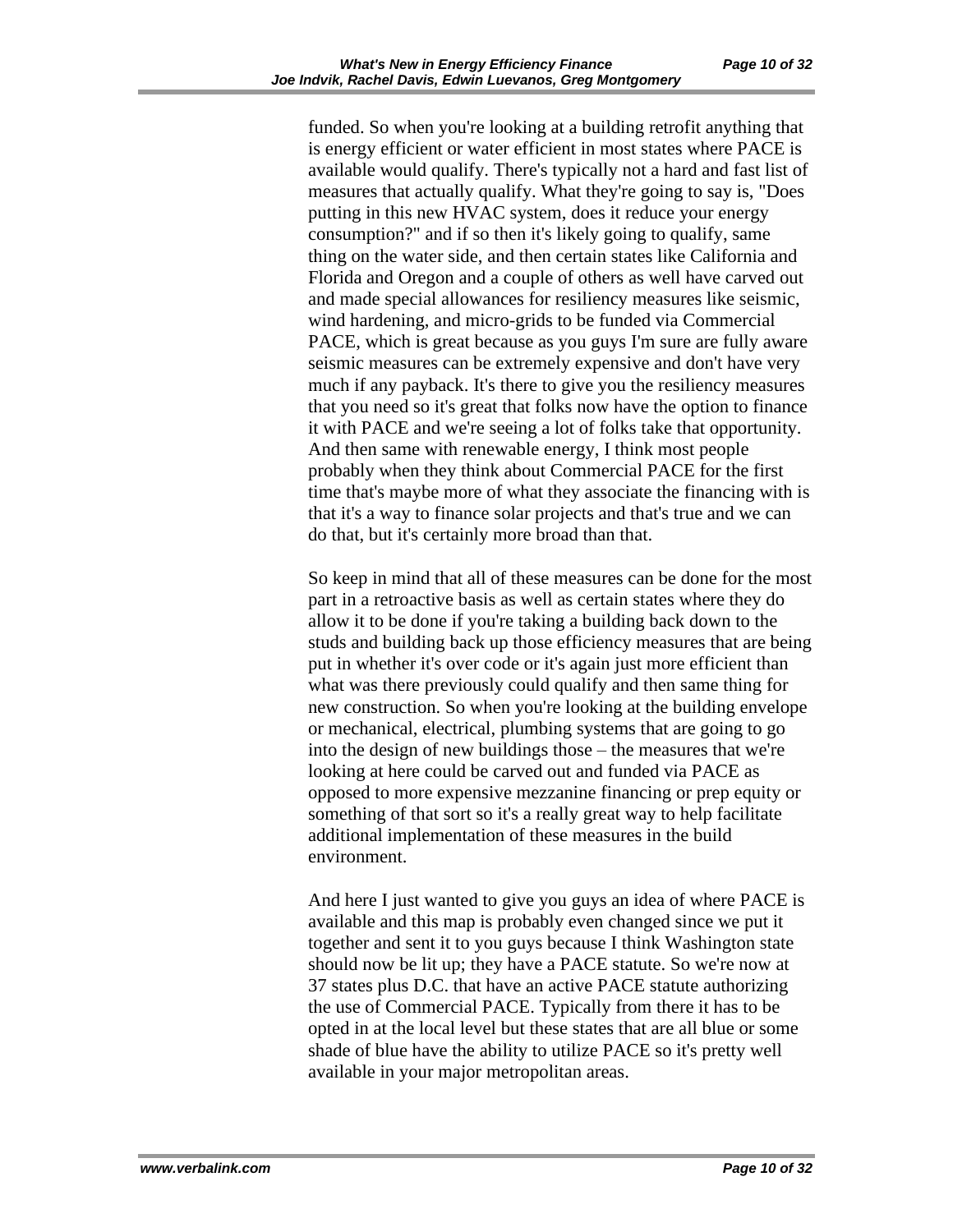funded. So when you're looking at a building retrofit anything that is energy efficient or water efficient in most states where PACE is available would qualify. There's typically not a hard and fast list of measures that actually qualify. What they're going to say is, "Does putting in this new HVAC system, does it reduce your energy consumption?" and if so then it's likely going to qualify, same thing on the water side, and then certain states like California and Florida and Oregon and a couple of others as well have carved out and made special allowances for resiliency measures like seismic, wind hardening, and micro-grids to be funded via Commercial PACE, which is great because as you guys I'm sure are fully aware seismic measures can be extremely expensive and don't have very much if any payback. It's there to give you the resiliency measures that you need so it's great that folks now have the option to finance it with PACE and we're seeing a lot of folks take that opportunity. And then same with renewable energy, I think most people probably when they think about Commercial PACE for the first time that's maybe more of what they associate the financing with is that it's a way to finance solar projects and that's true and we can do that, but it's certainly more broad than that.

So keep in mind that all of these measures can be done for the most part in a retroactive basis as well as certain states where they do allow it to be done if you're taking a building back down to the studs and building back up those efficiency measures that are being put in whether it's over code or it's again just more efficient than what was there previously could qualify and then same thing for new construction. So when you're looking at the building envelope or mechanical, electrical, plumbing systems that are going to go into the design of new buildings those – the measures that we're looking at here could be carved out and funded via PACE as opposed to more expensive mezzanine financing or prep equity or something of that sort so it's a really great way to help facilitate additional implementation of these measures in the build environment.

And here I just wanted to give you guys an idea of where PACE is available and this map is probably even changed since we put it together and sent it to you guys because I think Washington state should now be lit up; they have a PACE statute. So we're now at 37 states plus D.C. that have an active PACE statute authorizing the use of Commercial PACE. Typically from there it has to be opted in at the local level but these states that are all blue or some shade of blue have the ability to utilize PACE so it's pretty well available in your major metropolitan areas.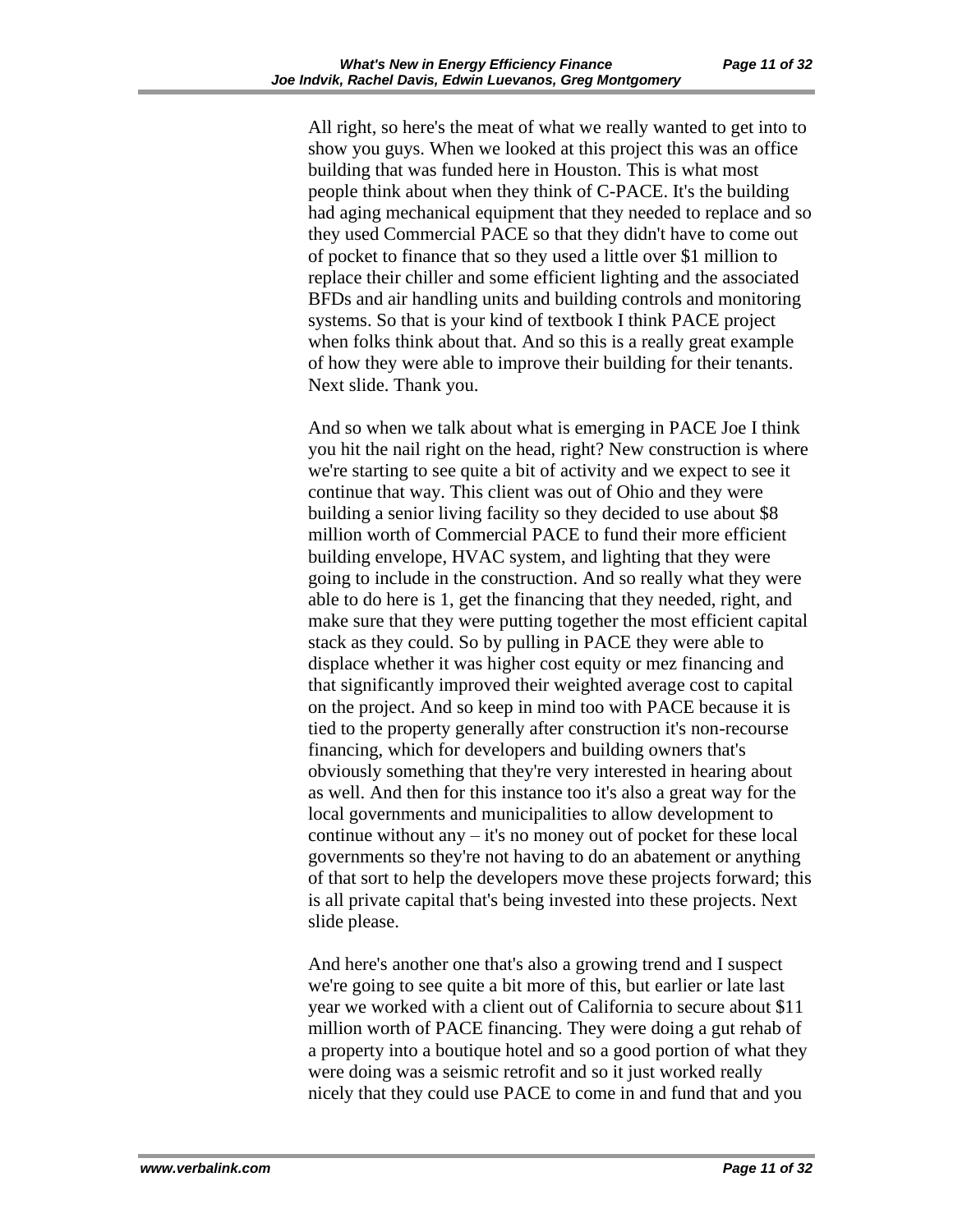All right, so here's the meat of what we really wanted to get into to show you guys. When we looked at this project this was an office building that was funded here in Houston. This is what most people think about when they think of C-PACE. It's the building had aging mechanical equipment that they needed to replace and so they used Commercial PACE so that they didn't have to come out of pocket to finance that so they used a little over $1 million to replace their chiller and some efficient lighting and the associated BFDs and air handling units and building controls and monitoring systems. So that is your kind of textbook I think PACE project when folks think about that. And so this is a really great example of how they were able to improve their building for their tenants. Next slide. Thank you.

And so when we talk about what is emerging in PACE Joe I think you hit the nail right on the head, right? New construction is where we're starting to see quite a bit of activity and we expect to see it continue that way. This client was out of Ohio and they were building a senior living facility so they decided to use about $8 million worth of Commercial PACE to fund their more efficient building envelope, HVAC system, and lighting that they were going to include in the construction. And so really what they were able to do here is 1, get the financing that they needed, right, and make sure that they were putting together the most efficient capital stack as they could. So by pulling in PACE they were able to displace whether it was higher cost equity or mez financing and that significantly improved their weighted average cost to capital on the project. And so keep in mind too with PACE because it is tied to the property generally after construction it's non-recourse financing, which for developers and building owners that's obviously something that they're very interested in hearing about as well. And then for this instance too it's also a great way for the local governments and municipalities to allow development to continue without any – it's no money out of pocket for these local governments so they're not having to do an abatement or anything of that sort to help the developers move these projects forward; this is all private capital that's being invested into these projects. Next slide please.

And here's another one that's also a growing trend and I suspect we're going to see quite a bit more of this, but earlier or late last year we worked with a client out of California to secure about $11 million worth of PACE financing. They were doing a gut rehab of a property into a boutique hotel and so a good portion of what they were doing was a seismic retrofit and so it just worked really nicely that they could use PACE to come in and fund that and you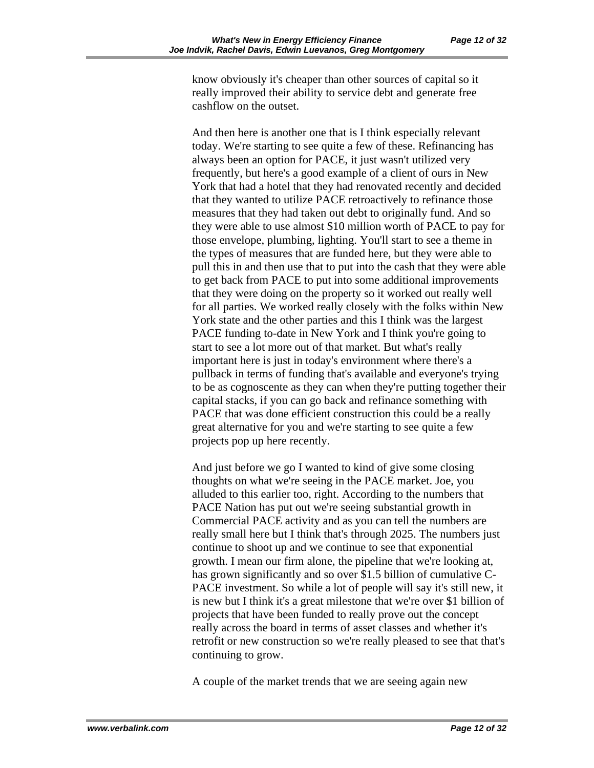know obviously it's cheaper than other sources of capital so it really improved their ability to service debt and generate free cashflow on the outset.

And then here is another one that is I think especially relevant today. We're starting to see quite a few of these. Refinancing has always been an option for PACE, it just wasn't utilized very frequently, but here's a good example of a client of ours in New York that had a hotel that they had renovated recently and decided that they wanted to utilize PACE retroactively to refinance those measures that they had taken out debt to originally fund. And so they were able to use almost $10 million worth of PACE to pay for those envelope, plumbing, lighting. You'll start to see a theme in the types of measures that are funded here, but they were able to pull this in and then use that to put into the cash that they were able to get back from PACE to put into some additional improvements that they were doing on the property so it worked out really well for all parties. We worked really closely with the folks within New York state and the other parties and this I think was the largest PACE funding to-date in New York and I think you're going to start to see a lot more out of that market. But what's really important here is just in today's environment where there's a pullback in terms of funding that's available and everyone's trying to be as cognoscente as they can when they're putting together their capital stacks, if you can go back and refinance something with PACE that was done efficient construction this could be a really great alternative for you and we're starting to see quite a few projects pop up here recently.

And just before we go I wanted to kind of give some closing thoughts on what we're seeing in the PACE market. Joe, you alluded to this earlier too, right. According to the numbers that PACE Nation has put out we're seeing substantial growth in Commercial PACE activity and as you can tell the numbers are really small here but I think that's through 2025. The numbers just continue to shoot up and we continue to see that exponential growth. I mean our firm alone, the pipeline that we're looking at, has grown significantly and so over $1.5 billion of cumulative C-PACE investment. So while a lot of people will say it's still new, it is new but I think it's a great milestone that we're over $1 billion of projects that have been funded to really prove out the concept really across the board in terms of asset classes and whether it's retrofit or new construction so we're really pleased to see that that's continuing to grow.

A couple of the market trends that we are seeing again new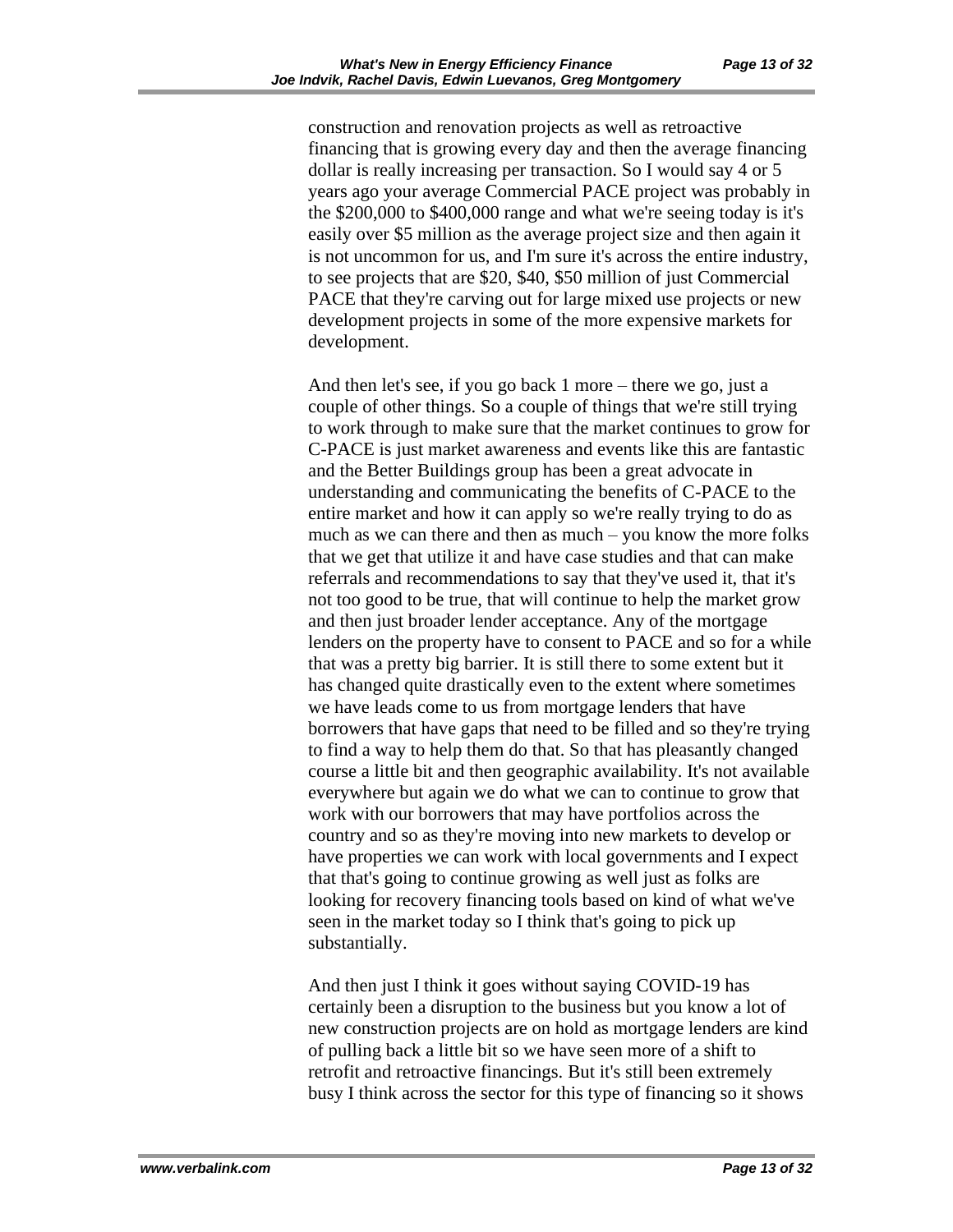construction and renovation projects as well as retroactive financing that is growing every day and then the average financing dollar is really increasing per transaction. So I would say 4 or 5 years ago your average Commercial PACE project was probably in the $200,000 to $400,000 range and what we're seeing today is it's easily over $5 million as the average project size and then again it is not uncommon for us, and I'm sure it's across the entire industry, to see projects that are $20, $40, $50 million of just Commercial PACE that they're carving out for large mixed use projects or new development projects in some of the more expensive markets for development.

And then let's see, if you go back 1 more – there we go, just a couple of other things. So a couple of things that we're still trying to work through to make sure that the market continues to grow for C-PACE is just market awareness and events like this are fantastic and the Better Buildings group has been a great advocate in understanding and communicating the benefits of C-PACE to the entire market and how it can apply so we're really trying to do as much as we can there and then as much – you know the more folks that we get that utilize it and have case studies and that can make referrals and recommendations to say that they've used it, that it's not too good to be true, that will continue to help the market grow and then just broader lender acceptance. Any of the mortgage lenders on the property have to consent to PACE and so for a while that was a pretty big barrier. It is still there to some extent but it has changed quite drastically even to the extent where sometimes we have leads come to us from mortgage lenders that have borrowers that have gaps that need to be filled and so they're trying to find a way to help them do that. So that has pleasantly changed course a little bit and then geographic availability. It's not available everywhere but again we do what we can to continue to grow that work with our borrowers that may have portfolios across the country and so as they're moving into new markets to develop or have properties we can work with local governments and I expect that that's going to continue growing as well just as folks are looking for recovery financing tools based on kind of what we've seen in the market today so I think that's going to pick up substantially.

And then just I think it goes without saying COVID-19 has certainly been a disruption to the business but you know a lot of new construction projects are on hold as mortgage lenders are kind of pulling back a little bit so we have seen more of a shift to retrofit and retroactive financings. But it's still been extremely busy I think across the sector for this type of financing so it shows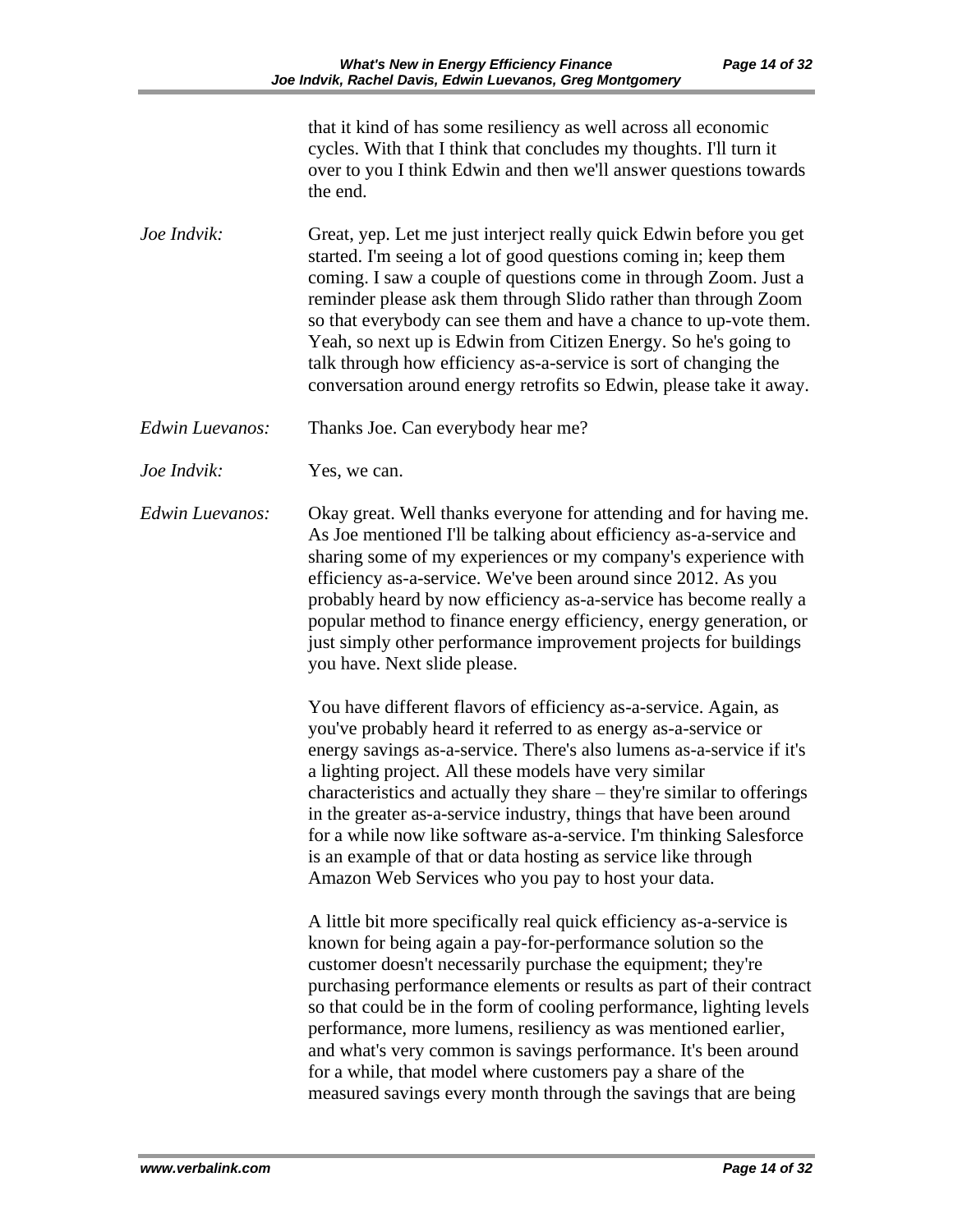that it kind of has some resiliency as well across all economic cycles. With that I think that concludes my thoughts. I'll turn it over to you I think Edwin and then we'll answer questions towards the end.

*Joe Indvik:* Great, yep. Let me just interject really quick Edwin before you get started. I'm seeing a lot of good questions coming in; keep them coming. I saw a couple of questions come in through Zoom. Just a reminder please ask them through Slido rather than through Zoom so that everybody can see them and have a chance to up-vote them. Yeah, so next up is Edwin from Citizen Energy. So he's going to talk through how efficiency as-a-service is sort of changing the conversation around energy retrofits so Edwin, please take it away.

*Edwin Luevanos:* Thanks Joe. Can everybody hear me?

*Joe Indvik:* Yes, we can.

*Edwin Luevanos:* Okay great. Well thanks everyone for attending and for having me. As Joe mentioned I'll be talking about efficiency as-a-service and sharing some of my experiences or my company's experience with efficiency as-a-service. We've been around since 2012. As you probably heard by now efficiency as-a-service has become really a popular method to finance energy efficiency, energy generation, or just simply other performance improvement projects for buildings you have. Next slide please.

You have different flavors of efficiency as-a-service. Again, as you've probably heard it referred to as energy as-a-service or energy savings as-a-service. There's also lumens as-a-service if it's a lighting project. All these models have very similar characteristics and actually they share – they're similar to offerings in the greater as-a-service industry, things that have been around for a while now like software as-a-service. I'm thinking Salesforce is an example of that or data hosting as service like through Amazon Web Services who you pay to host your data.

A little bit more specifically real quick efficiency as-a-service is known for being again a pay-for-performance solution so the customer doesn't necessarily purchase the equipment; they're purchasing performance elements or results as part of their contract so that could be in the form of cooling performance, lighting levels performance, more lumens, resiliency as was mentioned earlier, and what's very common is savings performance. It's been around for a while, that model where customers pay a share of the measured savings every month through the savings that are being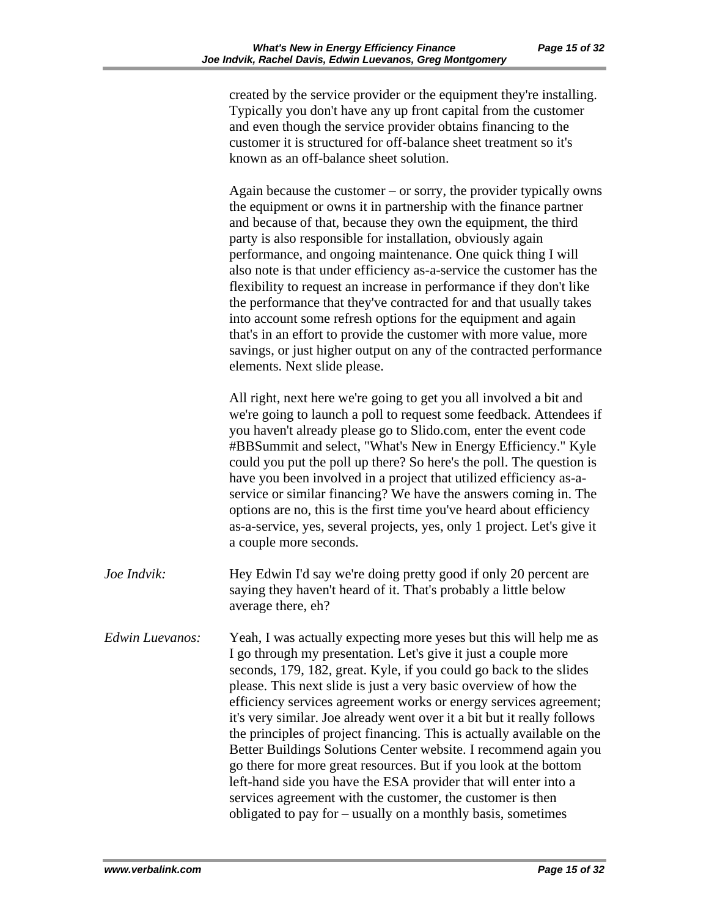created by the service provider or the equipment they're installing. Typically you don't have any up front capital from the customer and even though the service provider obtains financing to the customer it is structured for off-balance sheet treatment so it's known as an off-balance sheet solution.

Again because the customer – or sorry, the provider typically owns the equipment or owns it in partnership with the finance partner and because of that, because they own the equipment, the third party is also responsible for installation, obviously again performance, and ongoing maintenance. One quick thing I will also note is that under efficiency as-a-service the customer has the flexibility to request an increase in performance if they don't like the performance that they've contracted for and that usually takes into account some refresh options for the equipment and again that's in an effort to provide the customer with more value, more savings, or just higher output on any of the contracted performance elements. Next slide please.

All right, next here we're going to get you all involved a bit and we're going to launch a poll to request some feedback. Attendees if you haven't already please go to Slido.com, enter the event code #BBSummit and select, "What's New in Energy Efficiency." Kyle could you put the poll up there? So here's the poll. The question is have you been involved in a project that utilized efficiency as-a-service or similar financing? We have the answers coming in. The options are no, this is the first time you've heard about efficiency as-a-service, yes, several projects, yes, only 1 project. Let's give it a couple more seconds.

*Joe Indvik:* Hey Edwin I'd say we're doing pretty good if only 20 percent are saying they haven't heard of it. That's probably a little below average there, eh?

*Edwin Luevanos:* Yeah, I was actually expecting more yeses but this will help me as I go through my presentation. Let's give it just a couple more seconds, 179, 182, great. Kyle, if you could go back to the slides please. This next slide is just a very basic overview of how the efficiency services agreement works or energy services agreement; it's very similar. Joe already went over it a bit but it really follows the principles of project financing. This is actually available on the Better Buildings Solutions Center website. I recommend again you go there for more great resources. But if you look at the bottom left-hand side you have the ESA provider that will enter into a services agreement with the customer, the customer is then obligated to pay for – usually on a monthly basis, sometimes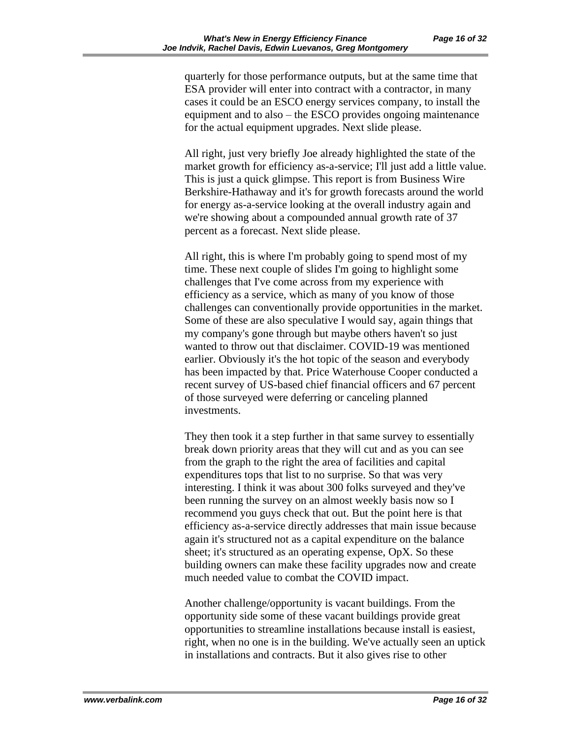quarterly for those performance outputs, but at the same time that ESA provider will enter into contract with a contractor, in many cases it could be an ESCO energy services company, to install the equipment and to also – the ESCO provides ongoing maintenance for the actual equipment upgrades. Next slide please.

All right, just very briefly Joe already highlighted the state of the market growth for efficiency as-a-service; I'll just add a little value. This is just a quick glimpse. This report is from Business Wire Berkshire-Hathaway and it's for growth forecasts around the world for energy as-a-service looking at the overall industry again and we're showing about a compounded annual growth rate of 37 percent as a forecast. Next slide please.

All right, this is where I'm probably going to spend most of my time. These next couple of slides I'm going to highlight some challenges that I've come across from my experience with efficiency as a service, which as many of you know of those challenges can conventionally provide opportunities in the market. Some of these are also speculative I would say, again things that my company's gone through but maybe others haven't so just wanted to throw out that disclaimer. COVID-19 was mentioned earlier. Obviously it's the hot topic of the season and everybody has been impacted by that. Price Waterhouse Cooper conducted a recent survey of US-based chief financial officers and 67 percent of those surveyed were deferring or canceling planned investments.

They then took it a step further in that same survey to essentially break down priority areas that they will cut and as you can see from the graph to the right the area of facilities and capital expenditures tops that list to no surprise. So that was very interesting. I think it was about 300 folks surveyed and they've been running the survey on an almost weekly basis now so I recommend you guys check that out. But the point here is that efficiency as-a-service directly addresses that main issue because again it's structured not as a capital expenditure on the balance sheet; it's structured as an operating expense, OpX. So these building owners can make these facility upgrades now and create much needed value to combat the COVID impact.

Another challenge/opportunity is vacant buildings. From the opportunity side some of these vacant buildings provide great opportunities to streamline installations because install is easiest, right, when no one is in the building. We've actually seen an uptick in installations and contracts. But it also gives rise to other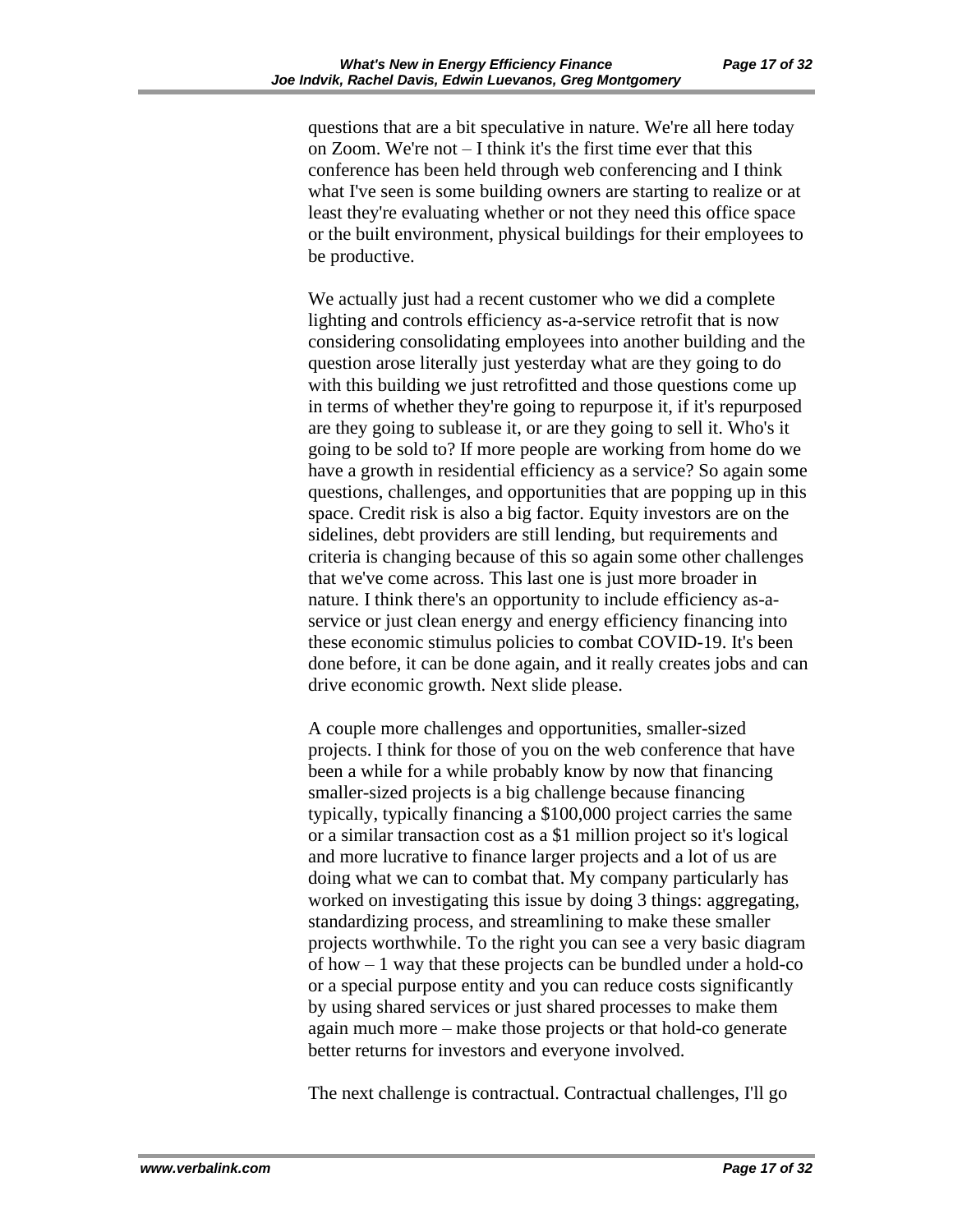questions that are a bit speculative in nature. We're all here today on Zoom. We're not – I think it's the first time ever that this conference has been held through web conferencing and I think what I've seen is some building owners are starting to realize or at least they're evaluating whether or not they need this office space or the built environment, physical buildings for their employees to be productive.

We actually just had a recent customer who we did a complete lighting and controls efficiency as-a-service retrofit that is now considering consolidating employees into another building and the question arose literally just yesterday what are they going to do with this building we just retrofitted and those questions come up in terms of whether they're going to repurpose it, if it's repurposed are they going to sublease it, or are they going to sell it. Who's it going to be sold to? If more people are working from home do we have a growth in residential efficiency as a service? So again some questions, challenges, and opportunities that are popping up in this space. Credit risk is also a big factor. Equity investors are on the sidelines, debt providers are still lending, but requirements and criteria is changing because of this so again some other challenges that we've come across. This last one is just more broader in nature. I think there's an opportunity to include efficiency as-a-service or just clean energy and energy efficiency financing into these economic stimulus policies to combat COVID-19. It's been done before, it can be done again, and it really creates jobs and can drive economic growth. Next slide please.

A couple more challenges and opportunities, smaller-sized projects. I think for those of you on the web conference that have been a while for a while probably know by now that financing smaller-sized projects is a big challenge because financing typically, typically financing a $100,000 project carries the same or a similar transaction cost as a $1 million project so it's logical and more lucrative to finance larger projects and a lot of us are doing what we can to combat that. My company particularly has worked on investigating this issue by doing 3 things: aggregating, standardizing process, and streamlining to make these smaller projects worthwhile. To the right you can see a very basic diagram of how – 1 way that these projects can be bundled under a hold-co or a special purpose entity and you can reduce costs significantly by using shared services or just shared processes to make them again much more – make those projects or that hold-co generate better returns for investors and everyone involved.

The next challenge is contractual. Contractual challenges, I'll go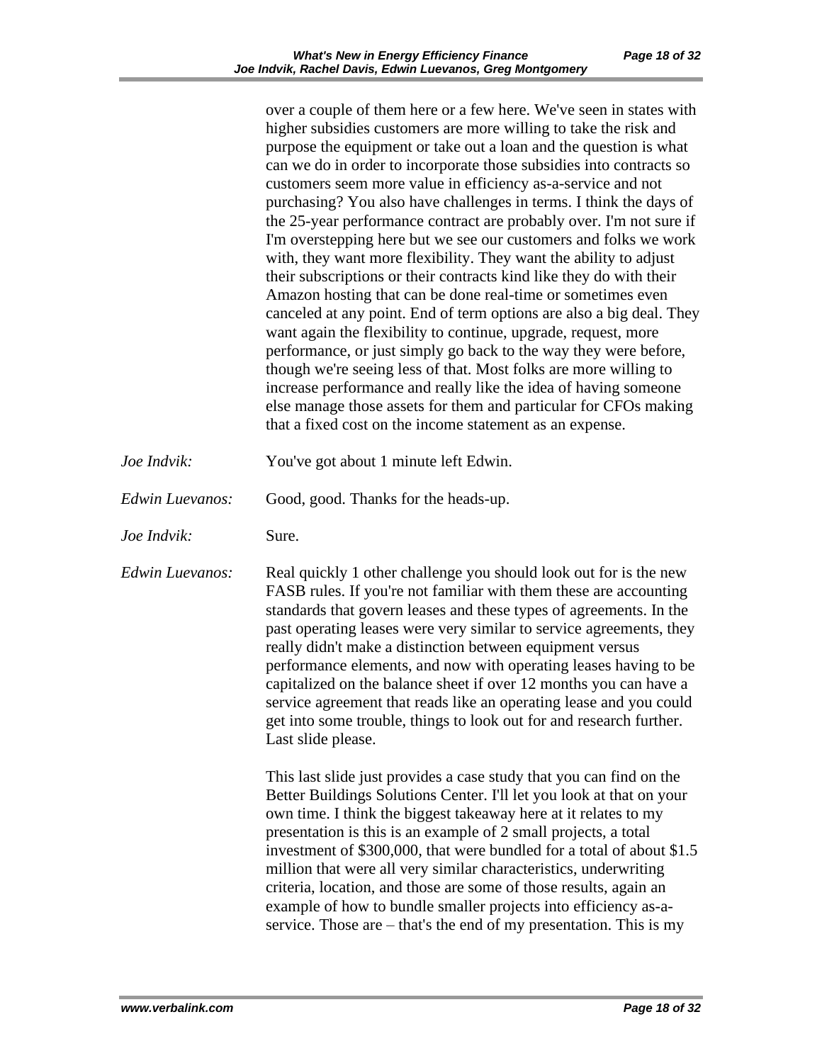over a couple of them here or a few here. We've seen in states with higher subsidies customers are more willing to take the risk and purpose the equipment or take out a loan and the question is what can we do in order to incorporate those subsidies into contracts so customers seem more value in efficiency as-a-service and not purchasing? You also have challenges in terms. I think the days of the 25-year performance contract are probably over. I'm not sure if I'm overstepping here but we see our customers and folks we work with, they want more flexibility. They want the ability to adjust their subscriptions or their contracts kind like they do with their Amazon hosting that can be done real-time or sometimes even canceled at any point. End of term options are also a big deal. They want again the flexibility to continue, upgrade, request, more performance, or just simply go back to the way they were before, though we're seeing less of that. Most folks are more willing to increase performance and really like the idea of having someone else manage those assets for them and particular for CFOs making that a fixed cost on the income statement as an expense.

*Joe Indvik:* You've got about 1 minute left Edwin.

*Edwin Luevanos:* Good, good. Thanks for the heads-up.

*Joe Indvik:* Sure.

*Edwin Luevanos:* Real quickly 1 other challenge you should look out for is the new FASB rules. If you're not familiar with them these are accounting standards that govern leases and these types of agreements. In the past operating leases were very similar to service agreements, they really didn't make a distinction between equipment versus performance elements, and now with operating leases having to be capitalized on the balance sheet if over 12 months you can have a service agreement that reads like an operating lease and you could get into some trouble, things to look out for and research further. Last slide please.

This last slide just provides a case study that you can find on the Better Buildings Solutions Center. I'll let you look at that on your own time. I think the biggest takeaway here at it relates to my presentation is this is an example of 2 small projects, a total investment of $300,000, that were bundled for a total of about $1.5 million that were all very similar characteristics, underwriting criteria, location, and those are some of those results, again an example of how to bundle smaller projects into efficiency as-a-service. Those are – that's the end of my presentation. This is my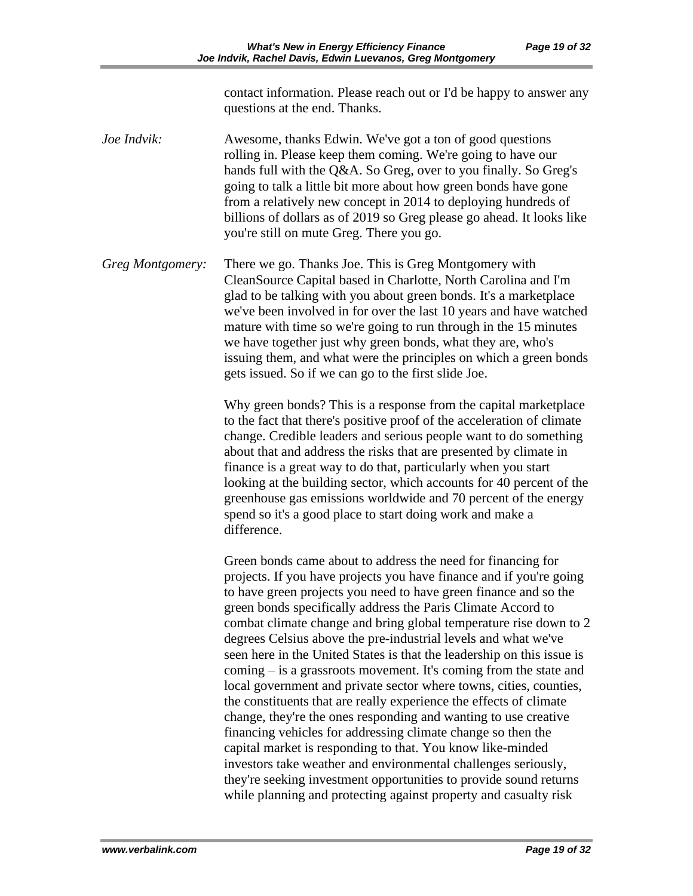contact information. Please reach out or I'd be happy to answer any questions at the end. Thanks.

*Joe Indvik:* Awesome, thanks Edwin. We've got a ton of good questions rolling in. Please keep them coming. We're going to have our hands full with the Q&A. So Greg, over to you finally. So Greg's going to talk a little bit more about how green bonds have gone from a relatively new concept in 2014 to deploying hundreds of billions of dollars as of 2019 so Greg please go ahead. It looks like you're still on mute Greg. There you go.

*Greg Montgomery:* There we go. Thanks Joe. This is Greg Montgomery with CleanSource Capital based in Charlotte, North Carolina and I'm glad to be talking with you about green bonds. It's a marketplace we've been involved in for over the last 10 years and have watched mature with time so we're going to run through in the 15 minutes we have together just why green bonds, what they are, who's issuing them, and what were the principles on which a green bonds gets issued. So if we can go to the first slide Joe.

Why green bonds? This is a response from the capital marketplace to the fact that there's positive proof of the acceleration of climate change. Credible leaders and serious people want to do something about that and address the risks that are presented by climate in finance is a great way to do that, particularly when you start looking at the building sector, which accounts for 40 percent of the greenhouse gas emissions worldwide and 70 percent of the energy spend so it's a good place to start doing work and make a difference.

Green bonds came about to address the need for financing for projects. If you have projects you have finance and if you're going to have green projects you need to have green finance and so the green bonds specifically address the Paris Climate Accord to combat climate change and bring global temperature rise down to 2 degrees Celsius above the pre-industrial levels and what we've seen here in the United States is that the leadership on this issue is coming – is a grassroots movement. It's coming from the state and local government and private sector where towns, cities, counties, the constituents that are really experience the effects of climate change, they're the ones responding and wanting to use creative financing vehicles for addressing climate change so then the capital market is responding to that. You know like-minded investors take weather and environmental challenges seriously, they're seeking investment opportunities to provide sound returns while planning and protecting against property and casualty risk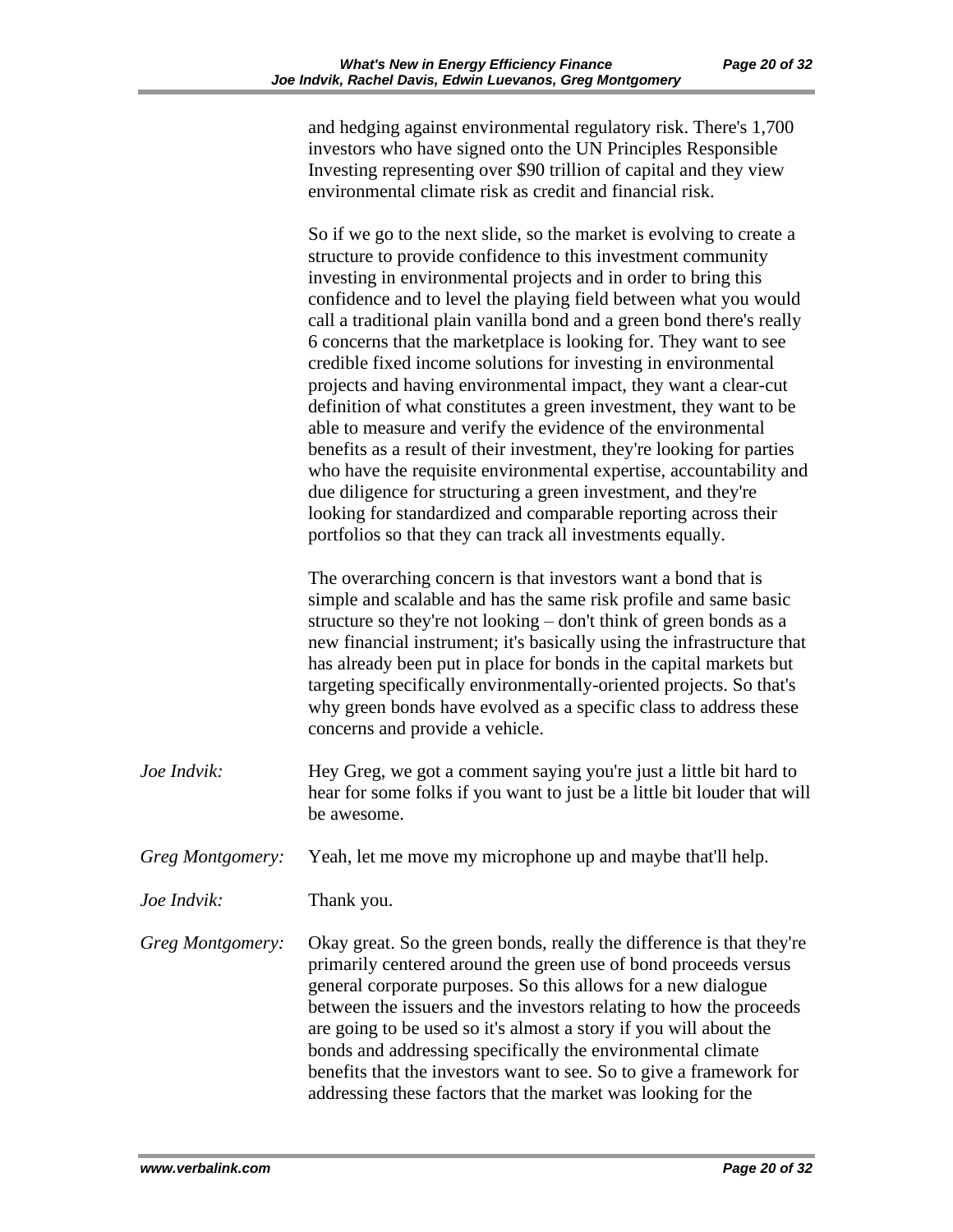and hedging against environmental regulatory risk. There's 1,700 investors who have signed onto the UN Principles Responsible Investing representing over $90 trillion of capital and they view environmental climate risk as credit and financial risk.

So if we go to the next slide, so the market is evolving to create a structure to provide confidence to this investment community investing in environmental projects and in order to bring this confidence and to level the playing field between what you would call a traditional plain vanilla bond and a green bond there's really 6 concerns that the marketplace is looking for. They want to see credible fixed income solutions for investing in environmental projects and having environmental impact, they want a clear-cut definition of what constitutes a green investment, they want to be able to measure and verify the evidence of the environmental benefits as a result of their investment, they're looking for parties who have the requisite environmental expertise, accountability and due diligence for structuring a green investment, and they're looking for standardized and comparable reporting across their portfolios so that they can track all investments equally.

The overarching concern is that investors want a bond that is simple and scalable and has the same risk profile and same basic structure so they're not looking – don't think of green bonds as a new financial instrument; it's basically using the infrastructure that has already been put in place for bonds in the capital markets but targeting specifically environmentally-oriented projects. So that's why green bonds have evolved as a specific class to address these concerns and provide a vehicle.

*Joe Indvik:* Hey Greg, we got a comment saying you're just a little bit hard to hear for some folks if you want to just be a little bit louder that will be awesome.

*Greg Montgomery:* Yeah, let me move my microphone up and maybe that'll help.

*Joe Indvik:* Thank you.

*Greg Montgomery:* Okay great. So the green bonds, really the difference is that they're primarily centered around the green use of bond proceeds versus general corporate purposes. So this allows for a new dialogue between the issuers and the investors relating to how the proceeds are going to be used so it's almost a story if you will about the bonds and addressing specifically the environmental climate benefits that the investors want to see. So to give a framework for addressing these factors that the market was looking for the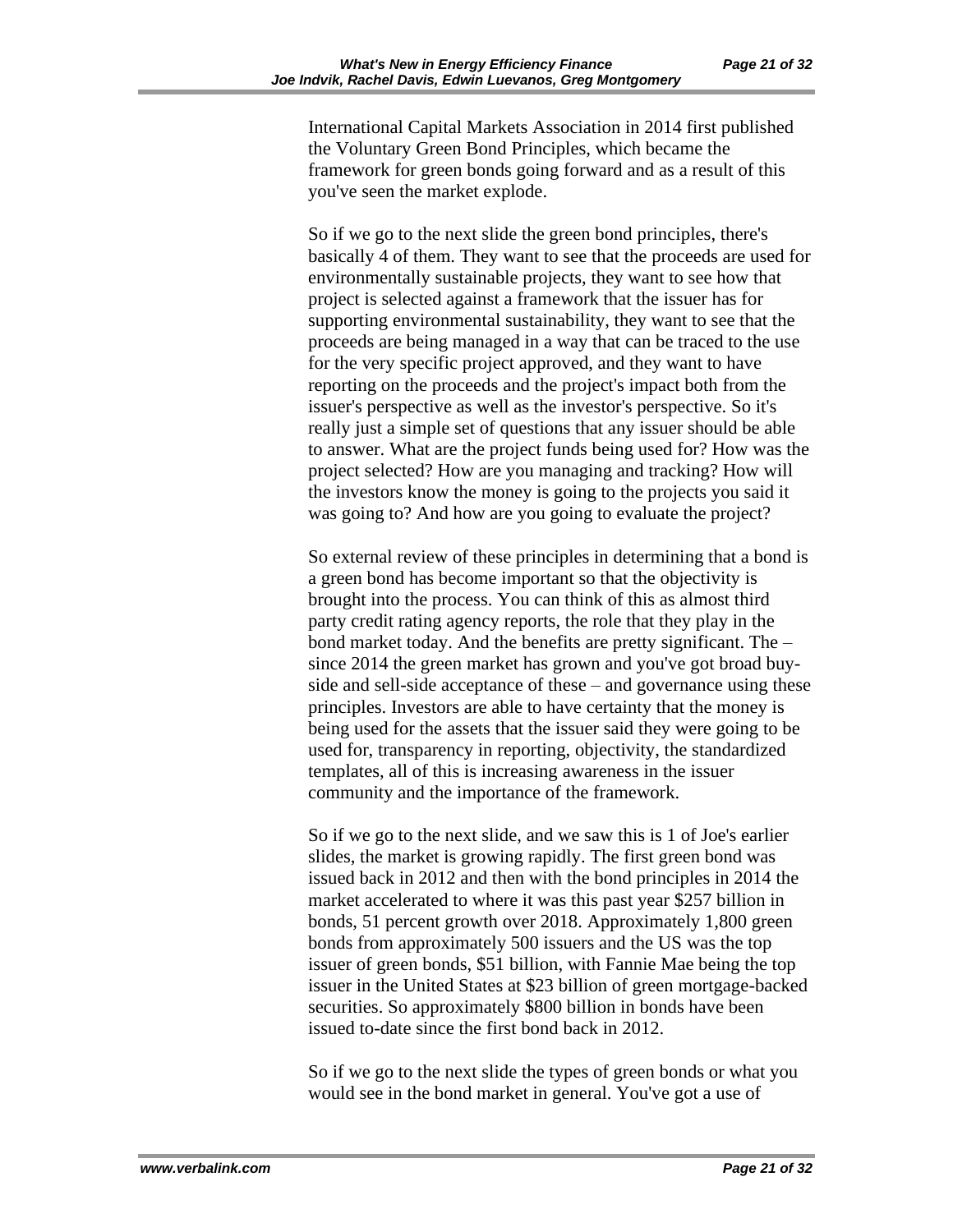International Capital Markets Association in 2014 first published the Voluntary Green Bond Principles, which became the framework for green bonds going forward and as a result of this you've seen the market explode.

So if we go to the next slide the green bond principles, there's basically 4 of them. They want to see that the proceeds are used for environmentally sustainable projects, they want to see how that project is selected against a framework that the issuer has for supporting environmental sustainability, they want to see that the proceeds are being managed in a way that can be traced to the use for the very specific project approved, and they want to have reporting on the proceeds and the project's impact both from the issuer's perspective as well as the investor's perspective. So it's really just a simple set of questions that any issuer should be able to answer. What are the project funds being used for? How was the project selected? How are you managing and tracking? How will the investors know the money is going to the projects you said it was going to? And how are you going to evaluate the project?

So external review of these principles in determining that a bond is a green bond has become important so that the objectivity is brought into the process. You can think of this as almost third party credit rating agency reports, the role that they play in the bond market today. And the benefits are pretty significant. The – since 2014 the green market has grown and you've got broad buy-side and sell-side acceptance of these – and governance using these principles. Investors are able to have certainty that the money is being used for the assets that the issuer said they were going to be used for, transparency in reporting, objectivity, the standardized templates, all of this is increasing awareness in the issuer community and the importance of the framework.

So if we go to the next slide, and we saw this is 1 of Joe's earlier slides, the market is growing rapidly. The first green bond was issued back in 2012 and then with the bond principles in 2014 the market accelerated to where it was this past year $257 billion in bonds, 51 percent growth over 2018. Approximately 1,800 green bonds from approximately 500 issuers and the US was the top issuer of green bonds, $51 billion, with Fannie Mae being the top issuer in the United States at $23 billion of green mortgage-backed securities. So approximately $800 billion in bonds have been issued to-date since the first bond back in 2012.

So if we go to the next slide the types of green bonds or what you would see in the bond market in general. You've got a use of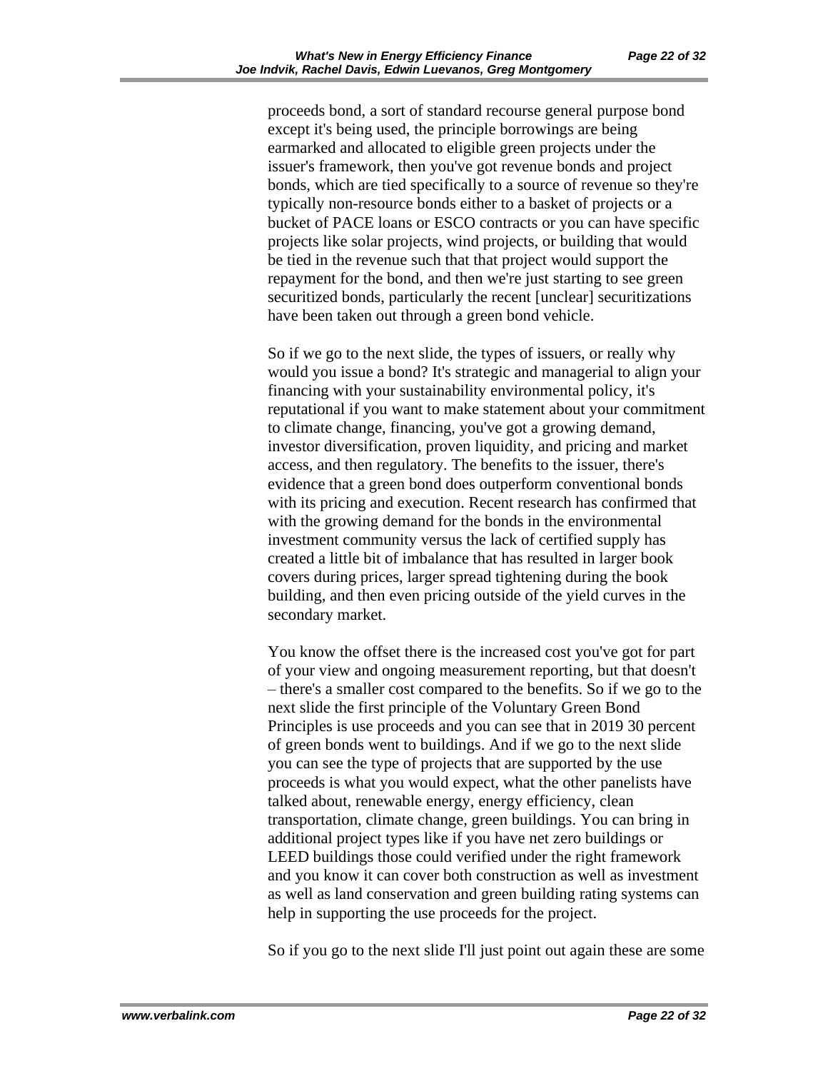proceeds bond, a sort of standard recourse general purpose bond except it's being used, the principle borrowings are being earmarked and allocated to eligible green projects under the issuer's framework, then you've got revenue bonds and project bonds, which are tied specifically to a source of revenue so they're typically non-resource bonds either to a basket of projects or a bucket of PACE loans or ESCO contracts or you can have specific projects like solar projects, wind projects, or building that would be tied in the revenue such that that project would support the repayment for the bond, and then we're just starting to see green securitized bonds, particularly the recent [unclear] securitizations have been taken out through a green bond vehicle.

So if we go to the next slide, the types of issuers, or really why would you issue a bond? It's strategic and managerial to align your financing with your sustainability environmental policy, it's reputational if you want to make statement about your commitment to climate change, financing, you've got a growing demand, investor diversification, proven liquidity, and pricing and market access, and then regulatory. The benefits to the issuer, there's evidence that a green bond does outperform conventional bonds with its pricing and execution. Recent research has confirmed that with the growing demand for the bonds in the environmental investment community versus the lack of certified supply has created a little bit of imbalance that has resulted in larger book covers during prices, larger spread tightening during the book building, and then even pricing outside of the yield curves in the secondary market.

You know the offset there is the increased cost you've got for part of your view and ongoing measurement reporting, but that doesn't – there's a smaller cost compared to the benefits. So if we go to the next slide the first principle of the Voluntary Green Bond Principles is use proceeds and you can see that in 2019 30 percent of green bonds went to buildings. And if we go to the next slide you can see the type of projects that are supported by the use proceeds is what you would expect, what the other panelists have talked about, renewable energy, energy efficiency, clean transportation, climate change, green buildings. You can bring in additional project types like if you have net zero buildings or LEED buildings those could verified under the right framework and you know it can cover both construction as well as investment as well as land conservation and green building rating systems can help in supporting the use proceeds for the project.

So if you go to the next slide I'll just point out again these are some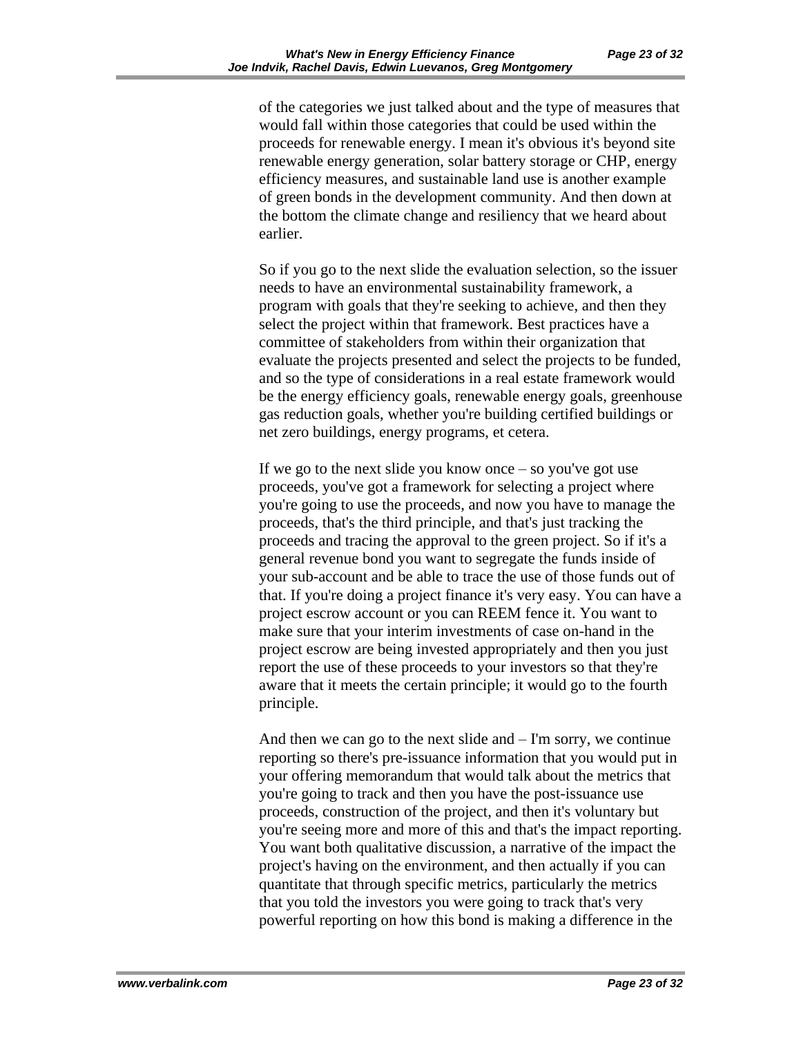of the categories we just talked about and the type of measures that would fall within those categories that could be used within the proceeds for renewable energy. I mean it's obvious it's beyond site renewable energy generation, solar battery storage or CHP, energy efficiency measures, and sustainable land use is another example of green bonds in the development community. And then down at the bottom the climate change and resiliency that we heard about earlier.

So if you go to the next slide the evaluation selection, so the issuer needs to have an environmental sustainability framework, a program with goals that they're seeking to achieve, and then they select the project within that framework. Best practices have a committee of stakeholders from within their organization that evaluate the projects presented and select the projects to be funded, and so the type of considerations in a real estate framework would be the energy efficiency goals, renewable energy goals, greenhouse gas reduction goals, whether you're building certified buildings or net zero buildings, energy programs, et cetera.

If we go to the next slide you know once – so you've got use proceeds, you've got a framework for selecting a project where you're going to use the proceeds, and now you have to manage the proceeds, that's the third principle, and that's just tracking the proceeds and tracing the approval to the green project. So if it's a general revenue bond you want to segregate the funds inside of your sub-account and be able to trace the use of those funds out of that. If you're doing a project finance it's very easy. You can have a project escrow account or you can REEM fence it. You want to make sure that your interim investments of case on-hand in the project escrow are being invested appropriately and then you just report the use of these proceeds to your investors so that they're aware that it meets the certain principle; it would go to the fourth principle.

And then we can go to the next slide and – I'm sorry, we continue reporting so there's pre-issuance information that you would put in your offering memorandum that would talk about the metrics that you're going to track and then you have the post-issuance use proceeds, construction of the project, and then it's voluntary but you're seeing more and more of this and that's the impact reporting. You want both qualitative discussion, a narrative of the impact the project's having on the environment, and then actually if you can quantitate that through specific metrics, particularly the metrics that you told the investors you were going to track that's very powerful reporting on how this bond is making a difference in the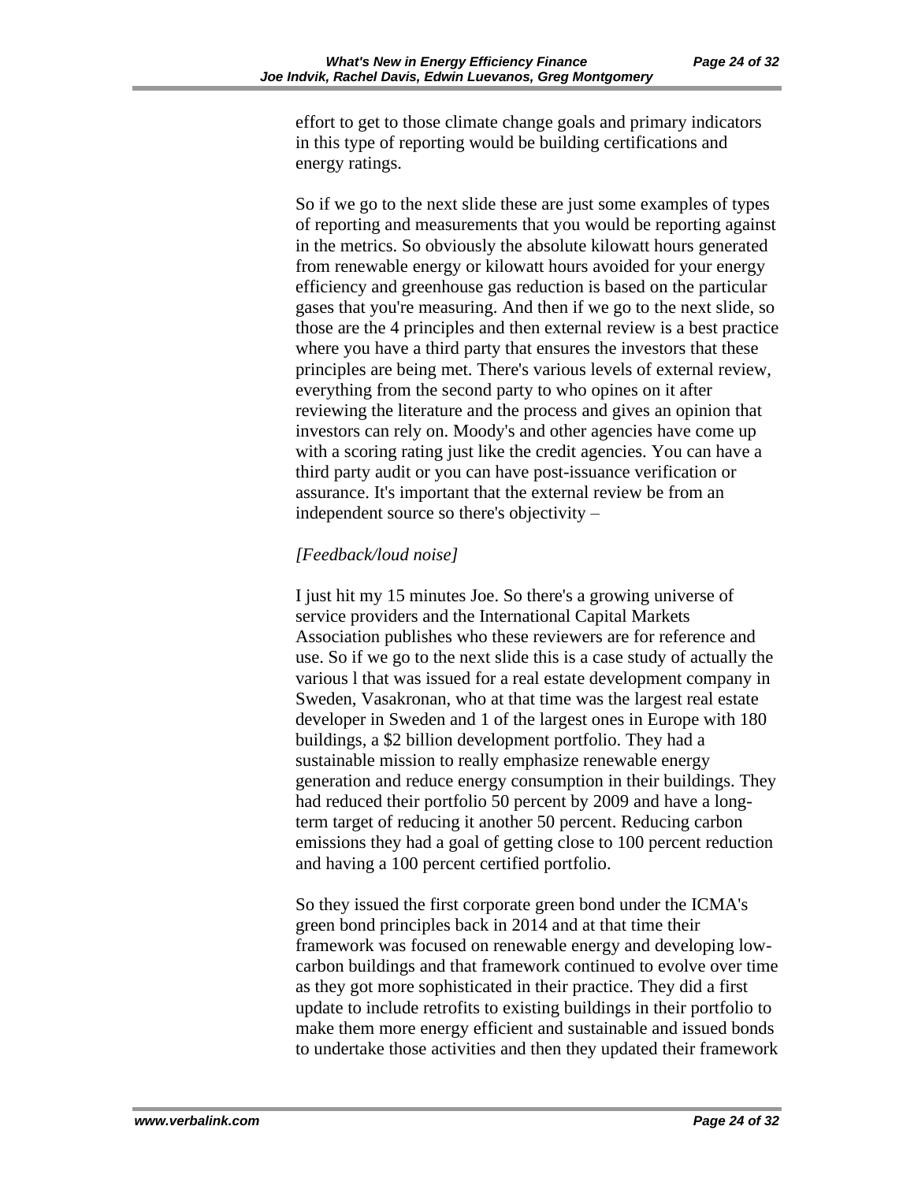effort to get to those climate change goals and primary indicators in this type of reporting would be building certifications and energy ratings.

So if we go to the next slide these are just some examples of types of reporting and measurements that you would be reporting against in the metrics. So obviously the absolute kilowatt hours generated from renewable energy or kilowatt hours avoided for your energy efficiency and greenhouse gas reduction is based on the particular gases that you're measuring. And then if we go to the next slide, so those are the 4 principles and then external review is a best practice where you have a third party that ensures the investors that these principles are being met. There's various levels of external review, everything from the second party to who opines on it after reviewing the literature and the process and gives an opinion that investors can rely on. Moody's and other agencies have come up with a scoring rating just like the credit agencies. You can have a third party audit or you can have post-issuance verification or assurance. It's important that the external review be from an independent source so there's objectivity –

*[Feedback/loud noise]*

I just hit my 15 minutes Joe. So there's a growing universe of service providers and the International Capital Markets Association publishes who these reviewers are for reference and use. So if we go to the next slide this is a case study of actually the various l that was issued for a real estate development company in Sweden, Vasakronan, who at that time was the largest real estate developer in Sweden and 1 of the largest ones in Europe with 180 buildings, a $2 billion development portfolio. They had a sustainable mission to really emphasize renewable energy generation and reduce energy consumption in their buildings. They had reduced their portfolio 50 percent by 2009 and have a long-term target of reducing it another 50 percent. Reducing carbon emissions they had a goal of getting close to 100 percent reduction and having a 100 percent certified portfolio.

So they issued the first corporate green bond under the ICMA's green bond principles back in 2014 and at that time their framework was focused on renewable energy and developing low-carbon buildings and that framework continued to evolve over time as they got more sophisticated in their practice. They did a first update to include retrofits to existing buildings in their portfolio to make them more energy efficient and sustainable and issued bonds to undertake those activities and then they updated their framework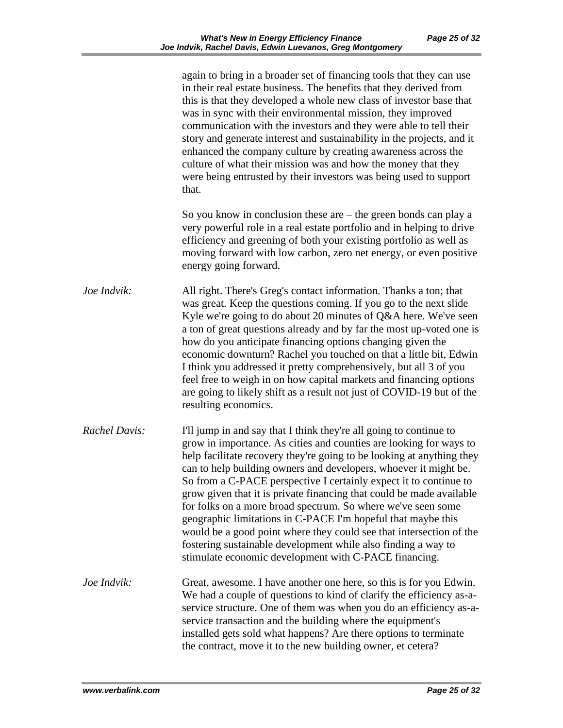again to bring in a broader set of financing tools that they can use in their real estate business. The benefits that they derived from this is that they developed a whole new class of investor base that was in sync with their environmental mission, they improved communication with the investors and they were able to tell their story and generate interest and sustainability in the projects, and it enhanced the company culture by creating awareness across the culture of what their mission was and how the money that they were being entrusted by their investors was being used to support that.

So you know in conclusion these are – the green bonds can play a very powerful role in a real estate portfolio and in helping to drive efficiency and greening of both your existing portfolio as well as moving forward with low carbon, zero net energy, or even positive energy going forward.

*Joe Indvik:* All right. There's Greg's contact information. Thanks a ton; that was great. Keep the questions coming. If you go to the next slide Kyle we're going to do about 20 minutes of Q&A here. We've seen a ton of great questions already and by far the most up-voted one is how do you anticipate financing options changing given the economic downturn? Rachel you touched on that a little bit, Edwin I think you addressed it pretty comprehensively, but all 3 of you feel free to weigh in on how capital markets and financing options are going to likely shift as a result not just of COVID-19 but of the resulting economics.

*Rachel Davis:* I'll jump in and say that I think they're all going to continue to grow in importance. As cities and counties are looking for ways to help facilitate recovery they're going to be looking at anything they can to help building owners and developers, whoever it might be. So from a C-PACE perspective I certainly expect it to continue to grow given that it is private financing that could be made available for folks on a more broad spectrum. So where we've seen some geographic limitations in C-PACE I'm hopeful that maybe this would be a good point where they could see that intersection of the fostering sustainable development while also finding a way to stimulate economic development with C-PACE financing.

*Joe Indvik:* Great, awesome. I have another one here, so this is for you Edwin. We had a couple of questions to kind of clarify the efficiency as-a-service structure. One of them was when you do an efficiency as-a-service transaction and the building where the equipment's installed gets sold what happens? Are there options to terminate the contract, move it to the new building owner, et cetera?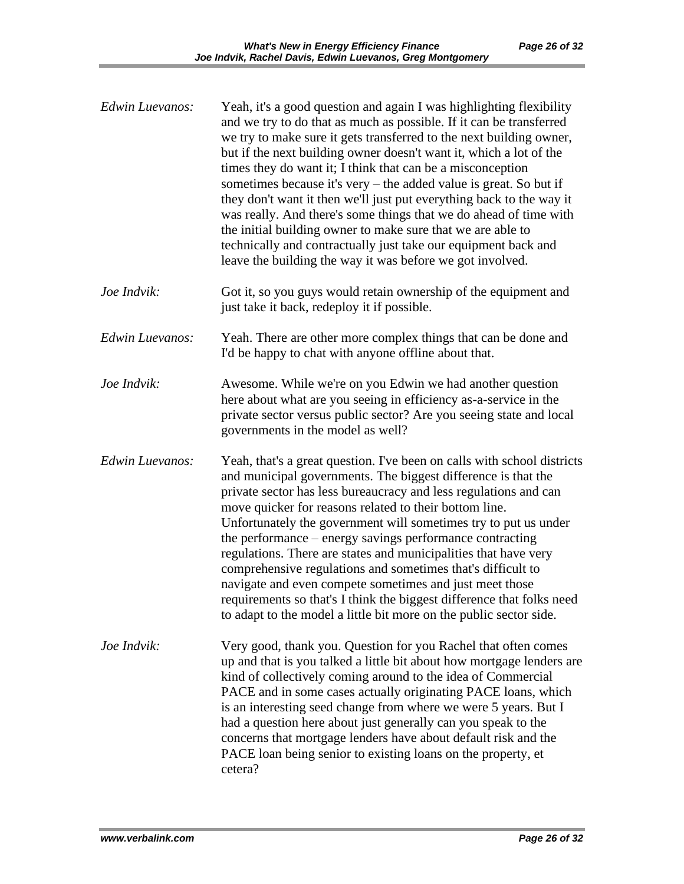*Edwin Luevanos:* Yeah, it's a good question and again I was highlighting flexibility and we try to do that as much as possible. If it can be transferred we try to make sure it gets transferred to the next building owner, but if the next building owner doesn't want it, which a lot of the times they do want it; I think that can be a misconception sometimes because it's very – the added value is great. So but if they don't want it then we'll just put everything back to the way it was really. And there's some things that we do ahead of time with the initial building owner to make sure that we are able to technically and contractually just take our equipment back and leave the building the way it was before we got involved.

*Joe Indvik:* Got it, so you guys would retain ownership of the equipment and just take it back, redeploy it if possible.

*Edwin Luevanos:* Yeah. There are other more complex things that can be done and I'd be happy to chat with anyone offline about that.

*Joe Indvik:* Awesome. While we're on you Edwin we had another question here about what are you seeing in efficiency as-a-service in the private sector versus public sector? Are you seeing state and local governments in the model as well?

*Edwin Luevanos:* Yeah, that's a great question. I've been on calls with school districts and municipal governments. The biggest difference is that the private sector has less bureaucracy and less regulations and can move quicker for reasons related to their bottom line. Unfortunately the government will sometimes try to put us under the performance – energy savings performance contracting regulations. There are states and municipalities that have very comprehensive regulations and sometimes that's difficult to navigate and even compete sometimes and just meet those requirements so that's I think the biggest difference that folks need to adapt to the model a little bit more on the public sector side.

*Joe Indvik:* Very good, thank you. Question for you Rachel that often comes up and that is you talked a little bit about how mortgage lenders are kind of collectively coming around to the idea of Commercial PACE and in some cases actually originating PACE loans, which is an interesting seed change from where we were 5 years. But I had a question here about just generally can you speak to the concerns that mortgage lenders have about default risk and the PACE loan being senior to existing loans on the property, et cetera?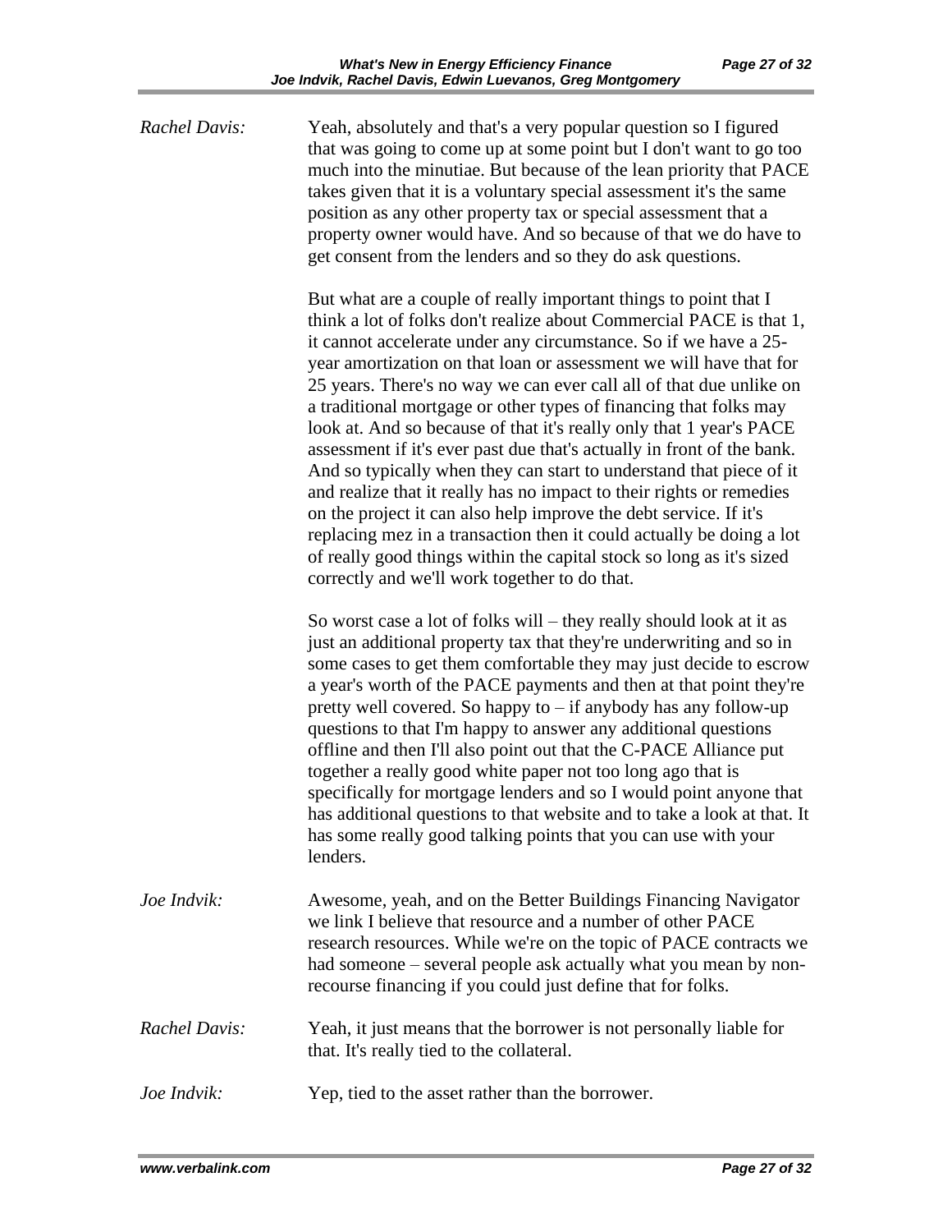*Rachel Davis:* Yeah, absolutely and that's a very popular question so I figured that was going to come up at some point but I don't want to go too much into the minutiae. But because of the lean priority that PACE takes given that it is a voluntary special assessment it's the same position as any other property tax or special assessment that a property owner would have. And so because of that we do have to get consent from the lenders and so they do ask questions.

But what are a couple of really important things to point that I think a lot of folks don't realize about Commercial PACE is that 1, it cannot accelerate under any circumstance. So if we have a 25-year amortization on that loan or assessment we will have that for 25 years. There's no way we can ever call all of that due unlike on a traditional mortgage or other types of financing that folks may look at. And so because of that it's really only that 1 year's PACE assessment if it's ever past due that's actually in front of the bank. And so typically when they can start to understand that piece of it and realize that it really has no impact to their rights or remedies on the project it can also help improve the debt service. If it's replacing mez in a transaction then it could actually be doing a lot of really good things within the capital stock so long as it's sized correctly and we'll work together to do that.

So worst case a lot of folks will – they really should look at it as just an additional property tax that they're underwriting and so in some cases to get them comfortable they may just decide to escrow a year's worth of the PACE payments and then at that point they're pretty well covered. So happy to – if anybody has any follow-up questions to that I'm happy to answer any additional questions offline and then I'll also point out that the C-PACE Alliance put together a really good white paper not too long ago that is specifically for mortgage lenders and so I would point anyone that has additional questions to that website and to take a look at that. It has some really good talking points that you can use with your lenders.

*Joe Indvik:* Awesome, yeah, and on the Better Buildings Financing Navigator we link I believe that resource and a number of other PACE research resources. While we're on the topic of PACE contracts we had someone – several people ask actually what you mean by non-recourse financing if you could just define that for folks.

*Rachel Davis:* Yeah, it just means that the borrower is not personally liable for that. It's really tied to the collateral.

*Joe Indvik:* Yep, tied to the asset rather than the borrower.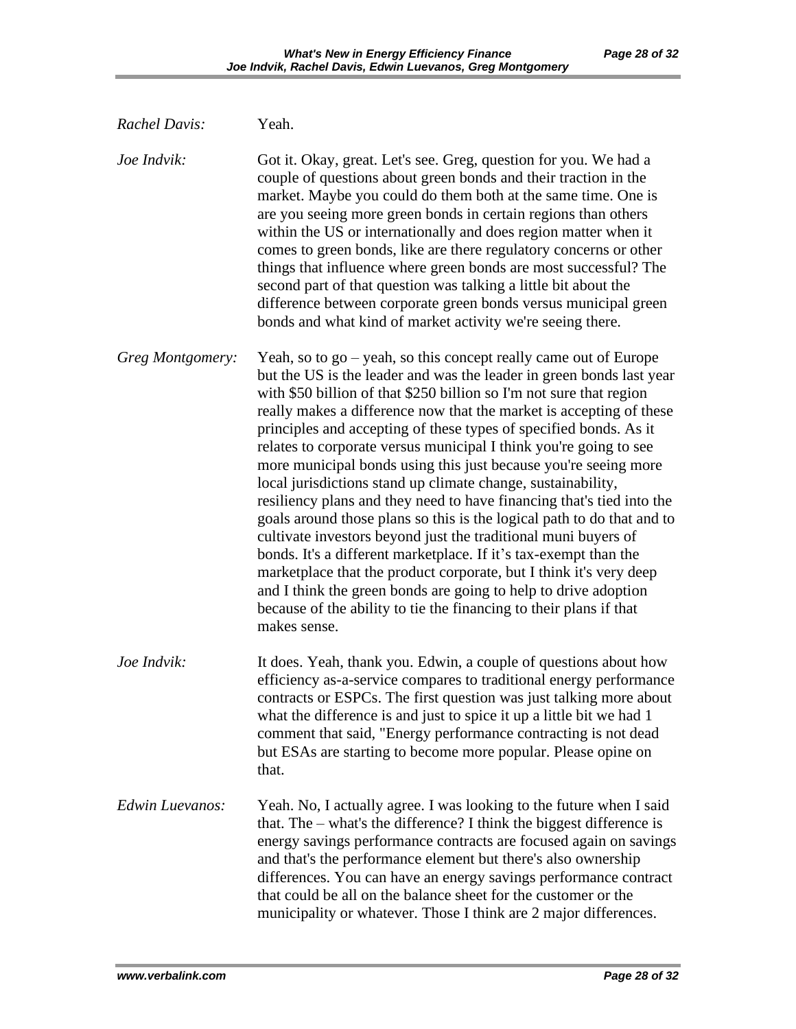*Rachel Davis:* Yeah.

*Joe Indvik:* Got it. Okay, great. Let's see. Greg, question for you. We had a couple of questions about green bonds and their traction in the market. Maybe you could do them both at the same time. One is are you seeing more green bonds in certain regions than others within the US or internationally and does region matter when it comes to green bonds, like are there regulatory concerns or other things that influence where green bonds are most successful? The second part of that question was talking a little bit about the difference between corporate green bonds versus municipal green bonds and what kind of market activity we're seeing there.

*Greg Montgomery:* Yeah, so to go – yeah, so this concept really came out of Europe but the US is the leader and was the leader in green bonds last year with $50 billion of that $250 billion so I'm not sure that region really makes a difference now that the market is accepting of these principles and accepting of these types of specified bonds. As it relates to corporate versus municipal I think you're going to see more municipal bonds using this just because you're seeing more local jurisdictions stand up climate change, sustainability, resiliency plans and they need to have financing that's tied into the goals around those plans so this is the logical path to do that and to cultivate investors beyond just the traditional muni buyers of bonds. It's a different marketplace. If it's tax-exempt than the marketplace that the product corporate, but I think it's very deep and I think the green bonds are going to help to drive adoption because of the ability to tie the financing to their plans if that makes sense.

*Joe Indvik:* It does. Yeah, thank you. Edwin, a couple of questions about how efficiency as-a-service compares to traditional energy performance contracts or ESPCs. The first question was just talking more about what the difference is and just to spice it up a little bit we had 1 comment that said, "Energy performance contracting is not dead but ESAs are starting to become more popular. Please opine on that.

*Edwin Luevanos:* Yeah. No, I actually agree. I was looking to the future when I said that. The – what's the difference? I think the biggest difference is energy savings performance contracts are focused again on savings and that's the performance element but there's also ownership differences. You can have an energy savings performance contract that could be all on the balance sheet for the customer or the municipality or whatever. Those I think are 2 major differences.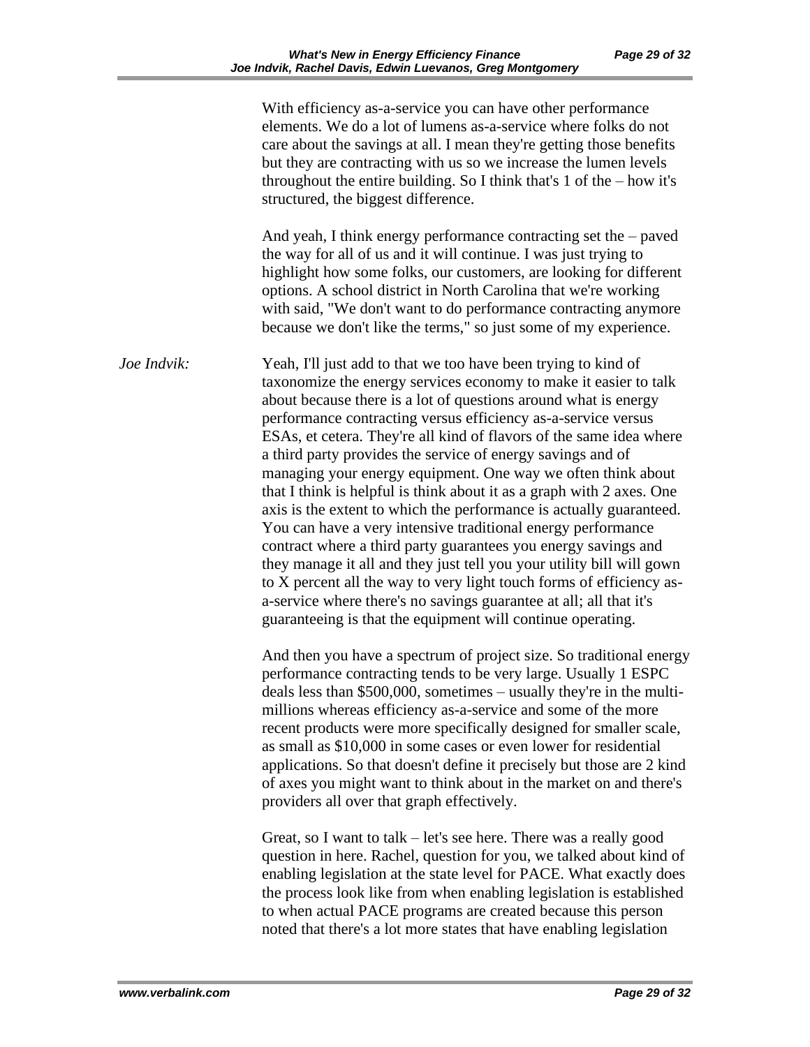With efficiency as-a-service you can have other performance elements. We do a lot of lumens as-a-service where folks do not care about the savings at all. I mean they're getting those benefits but they are contracting with us so we increase the lumen levels throughout the entire building. So I think that's 1 of the – how it's structured, the biggest difference.

And yeah, I think energy performance contracting set the – paved the way for all of us and it will continue. I was just trying to highlight how some folks, our customers, are looking for different options. A school district in North Carolina that we're working with said, "We don't want to do performance contracting anymore because we don't like the terms," so just some of my experience.

*Joe Indvik:* Yeah, I'll just add to that we too have been trying to kind of taxonomize the energy services economy to make it easier to talk about because there is a lot of questions around what is energy performance contracting versus efficiency as-a-service versus ESAs, et cetera. They're all kind of flavors of the same idea where a third party provides the service of energy savings and of managing your energy equipment. One way we often think about that I think is helpful is think about it as a graph with 2 axes. One axis is the extent to which the performance is actually guaranteed. You can have a very intensive traditional energy performance contract where a third party guarantees you energy savings and they manage it all and they just tell you your utility bill will gown to X percent all the way to very light touch forms of efficiency as-a-service where there's no savings guarantee at all; all that it's guaranteeing is that the equipment will continue operating.

And then you have a spectrum of project size. So traditional energy performance contracting tends to be very large. Usually 1 ESPC deals less than $500,000, sometimes – usually they're in the multi-millions whereas efficiency as-a-service and some of the more recent products were more specifically designed for smaller scale, as small as $10,000 in some cases or even lower for residential applications. So that doesn't define it precisely but those are 2 kind of axes you might want to think about in the market on and there's providers all over that graph effectively.

Great, so I want to talk – let's see here. There was a really good question in here. Rachel, question for you, we talked about kind of enabling legislation at the state level for PACE. What exactly does the process look like from when enabling legislation is established to when actual PACE programs are created because this person noted that there's a lot more states that have enabling legislation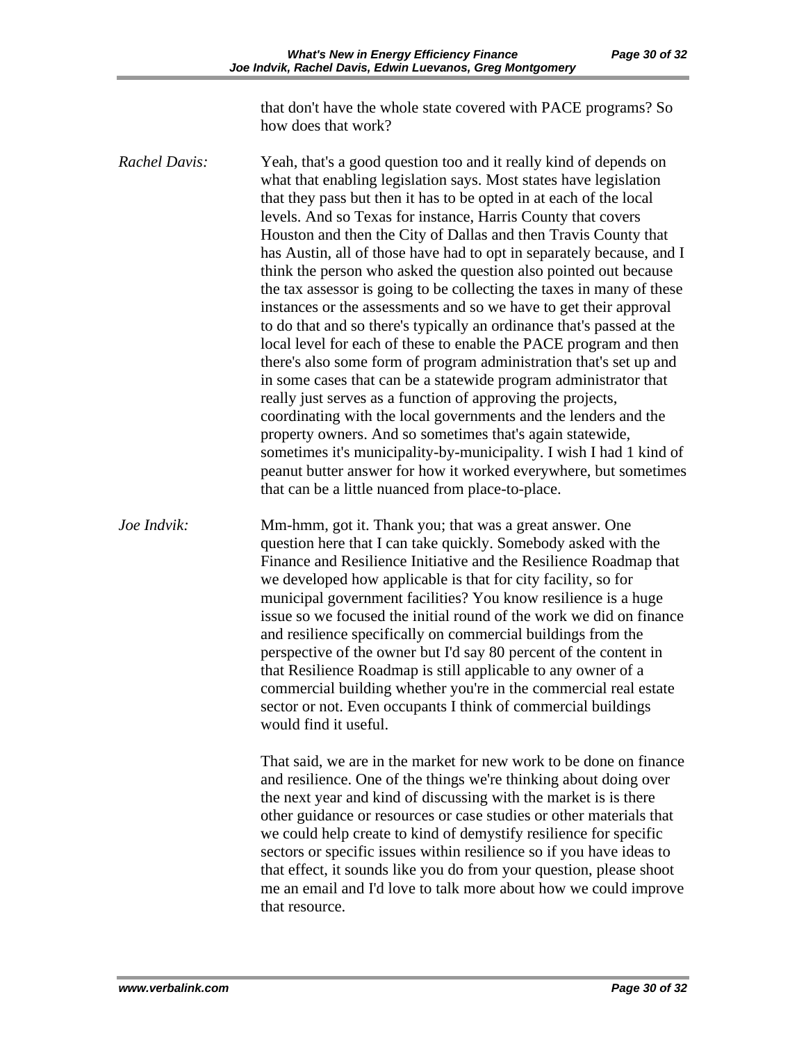that don't have the whole state covered with PACE programs? So how does that work?

*Rachel Davis:* Yeah, that's a good question too and it really kind of depends on what that enabling legislation says. Most states have legislation that they pass but then it has to be opted in at each of the local levels. And so Texas for instance, Harris County that covers Houston and then the City of Dallas and then Travis County that has Austin, all of those have had to opt in separately because, and I think the person who asked the question also pointed out because the tax assessor is going to be collecting the taxes in many of these instances or the assessments and so we have to get their approval to do that and so there's typically an ordinance that's passed at the local level for each of these to enable the PACE program and then there's also some form of program administration that's set up and in some cases that can be a statewide program administrator that really just serves as a function of approving the projects, coordinating with the local governments and the lenders and the property owners. And so sometimes that's again statewide, sometimes it's municipality-by-municipality. I wish I had 1 kind of peanut butter answer for how it worked everywhere, but sometimes that can be a little nuanced from place-to-place.

*Joe Indvik:* Mm-hmm, got it. Thank you; that was a great answer. One question here that I can take quickly. Somebody asked with the Finance and Resilience Initiative and the Resilience Roadmap that we developed how applicable is that for city facility, so for municipal government facilities? You know resilience is a huge issue so we focused the initial round of the work we did on finance and resilience specifically on commercial buildings from the perspective of the owner but I'd say 80 percent of the content in that Resilience Roadmap is still applicable to any owner of a commercial building whether you're in the commercial real estate sector or not. Even occupants I think of commercial buildings would find it useful.

That said, we are in the market for new work to be done on finance and resilience. One of the things we're thinking about doing over the next year and kind of discussing with the market is is there other guidance or resources or case studies or other materials that we could help create to kind of demystify resilience for specific sectors or specific issues within resilience so if you have ideas to that effect, it sounds like you do from your question, please shoot me an email and I'd love to talk more about how we could improve that resource.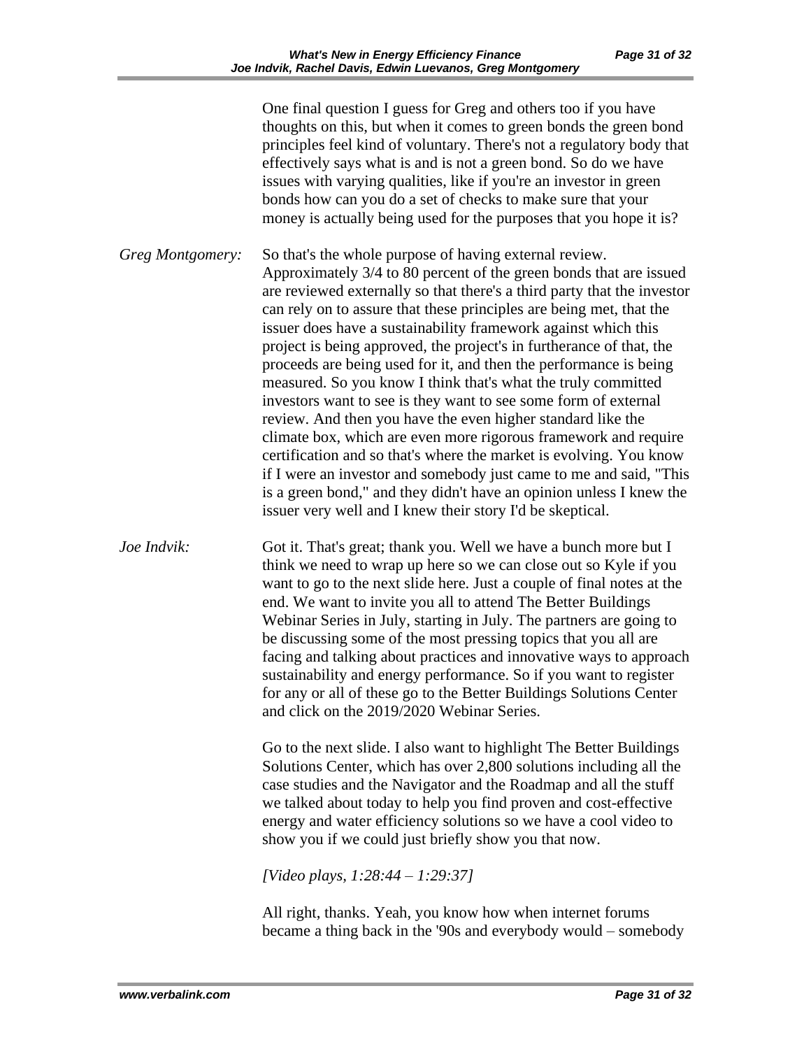One final question I guess for Greg and others too if you have thoughts on this, but when it comes to green bonds the green bond principles feel kind of voluntary. There's not a regulatory body that effectively says what is and is not a green bond. So do we have issues with varying qualities, like if you're an investor in green bonds how can you do a set of checks to make sure that your money is actually being used for the purposes that you hope it is?

*Greg Montgomery:* So that's the whole purpose of having external review. Approximately 3/4 to 80 percent of the green bonds that are issued are reviewed externally so that there's a third party that the investor can rely on to assure that these principles are being met, that the issuer does have a sustainability framework against which this project is being approved, the project's in furtherance of that, the proceeds are being used for it, and then the performance is being measured. So you know I think that's what the truly committed investors want to see is they want to see some form of external review. And then you have the even higher standard like the climate box, which are even more rigorous framework and require certification and so that's where the market is evolving. You know if I were an investor and somebody just came to me and said, "This is a green bond," and they didn't have an opinion unless I knew the issuer very well and I knew their story I'd be skeptical.

*Joe Indvik:* Got it. That's great; thank you. Well we have a bunch more but I think we need to wrap up here so we can close out so Kyle if you want to go to the next slide here. Just a couple of final notes at the end. We want to invite you all to attend The Better Buildings Webinar Series in July, starting in July. The partners are going to be discussing some of the most pressing topics that you all are facing and talking about practices and innovative ways to approach sustainability and energy performance. So if you want to register for any or all of these go to the Better Buildings Solutions Center and click on the 2019/2020 Webinar Series.

Go to the next slide. I also want to highlight The Better Buildings Solutions Center, which has over 2,800 solutions including all the case studies and the Navigator and the Roadmap and all the stuff we talked about today to help you find proven and cost-effective energy and water efficiency solutions so we have a cool video to show you if we could just briefly show you that now.

*[Video plays, 1:28:44 – 1:29:37]*

All right, thanks. Yeah, you know how when internet forums became a thing back in the '90s and everybody would – somebody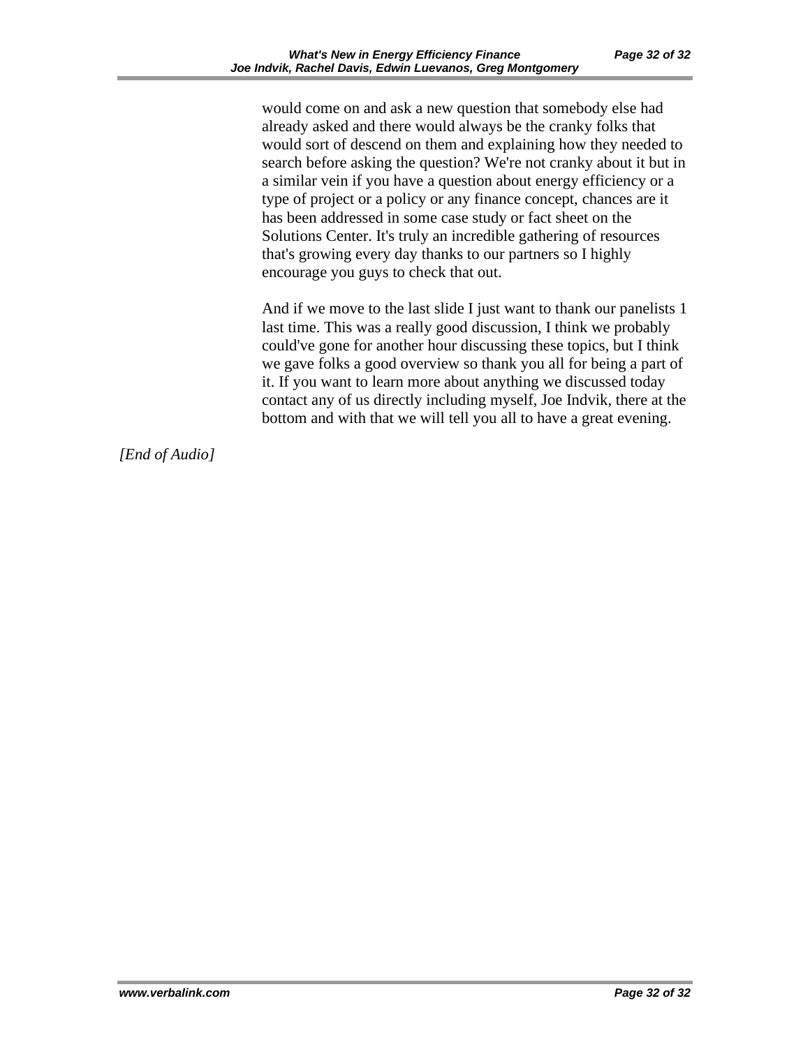would come on and ask a new question that somebody else had already asked and there would always be the cranky folks that would sort of descend on them and explaining how they needed to search before asking the question? We're not cranky about it but in a similar vein if you have a question about energy efficiency or a type of project or a policy or any finance concept, chances are it has been addressed in some case study or fact sheet on the Solutions Center. It's truly an incredible gathering of resources that's growing every day thanks to our partners so I highly encourage you guys to check that out.

And if we move to the last slide I just want to thank our panelists 1 last time. This was a really good discussion, I think we probably could've gone for another hour discussing these topics, but I think we gave folks a good overview so thank you all for being a part of it. If you want to learn more about anything we discussed today contact any of us directly including myself, Joe Indvik, there at the bottom and with that we will tell you all to have a great evening.

*[End of Audio]*